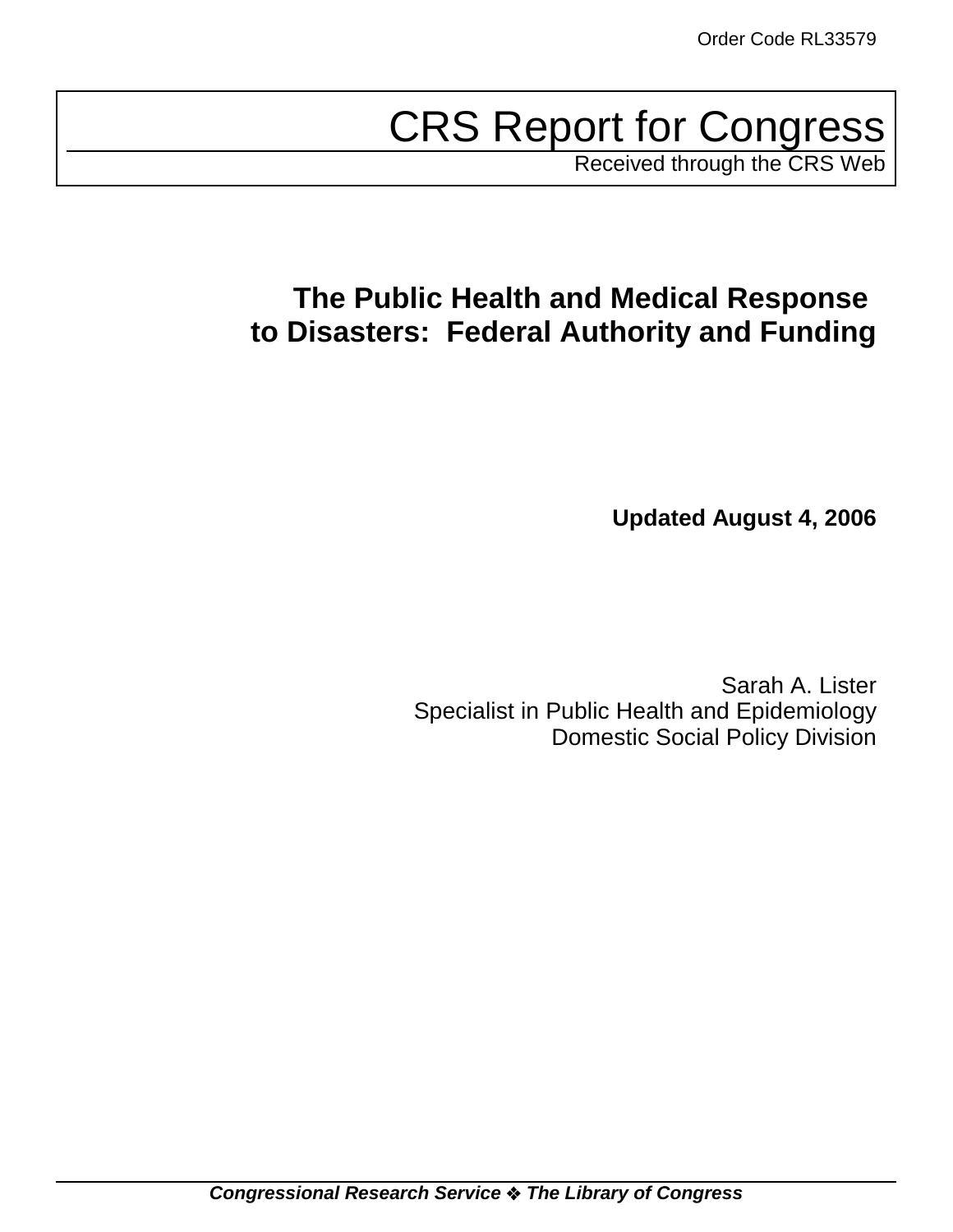Order Code RL33579

# CRS Report for Congress

Received through the CRS Web

## The Public Health and Medical Response to Disasters: Federal Authority and Funding

**Updated August 4, 2006**

Sarah A. Lister
Specialist in Public Health and Epidemiology
Domestic Social Policy Division

***Congressional Research Service ❖ The Library of Congress***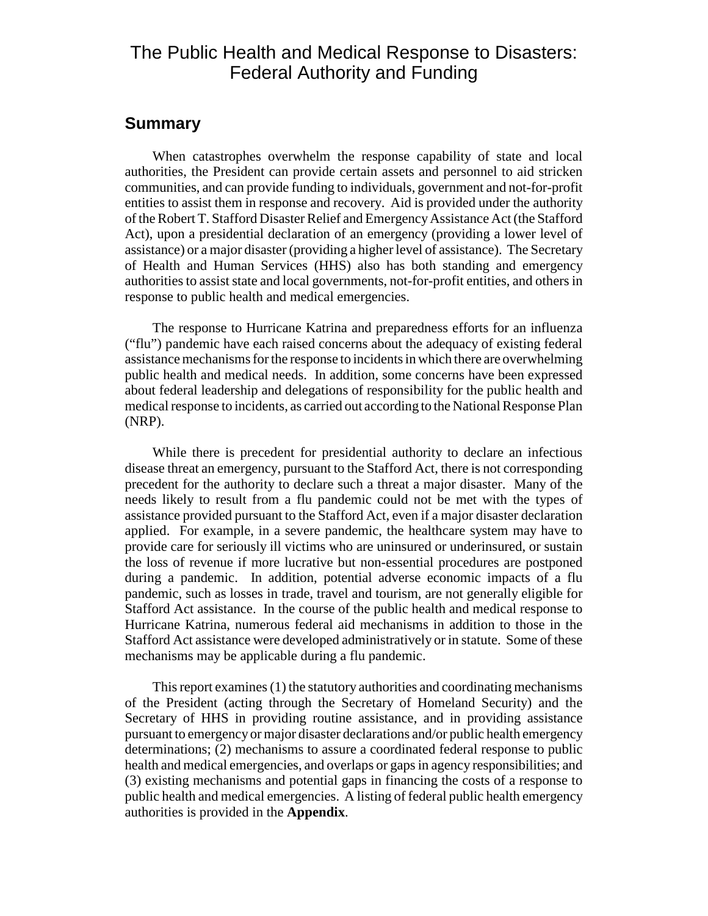# The Public Health and Medical Response to Disasters: Federal Authority and Funding

## Summary

When catastrophes overwhelm the response capability of state and local authorities, the President can provide certain assets and personnel to aid stricken communities, and can provide funding to individuals, government and not-for-profit entities to assist them in response and recovery. Aid is provided under the authority of the Robert T. Stafford Disaster Relief and Emergency Assistance Act (the Stafford Act), upon a presidential declaration of an emergency (providing a lower level of assistance) or a major disaster (providing a higher level of assistance). The Secretary of Health and Human Services (HHS) also has both standing and emergency authorities to assist state and local governments, not-for-profit entities, and others in response to public health and medical emergencies.

The response to Hurricane Katrina and preparedness efforts for an influenza ("flu") pandemic have each raised concerns about the adequacy of existing federal assistance mechanisms for the response to incidents in which there are overwhelming public health and medical needs. In addition, some concerns have been expressed about federal leadership and delegations of responsibility for the public health and medical response to incidents, as carried out according to the National Response Plan (NRP).

While there is precedent for presidential authority to declare an infectious disease threat an emergency, pursuant to the Stafford Act, there is not corresponding precedent for the authority to declare such a threat a major disaster. Many of the needs likely to result from a flu pandemic could not be met with the types of assistance provided pursuant to the Stafford Act, even if a major disaster declaration applied. For example, in a severe pandemic, the healthcare system may have to provide care for seriously ill victims who are uninsured or underinsured, or sustain the loss of revenue if more lucrative but non-essential procedures are postponed during a pandemic. In addition, potential adverse economic impacts of a flu pandemic, such as losses in trade, travel and tourism, are not generally eligible for Stafford Act assistance. In the course of the public health and medical response to Hurricane Katrina, numerous federal aid mechanisms in addition to those in the Stafford Act assistance were developed administratively or in statute. Some of these mechanisms may be applicable during a flu pandemic.

This report examines (1) the statutory authorities and coordinating mechanisms of the President (acting through the Secretary of Homeland Security) and the Secretary of HHS in providing routine assistance, and in providing assistance pursuant to emergency or major disaster declarations and/or public health emergency determinations; (2) mechanisms to assure a coordinated federal response to public health and medical emergencies, and overlaps or gaps in agency responsibilities; and (3) existing mechanisms and potential gaps in financing the costs of a response to public health and medical emergencies. A listing of federal public health emergency authorities is provided in the **Appendix**.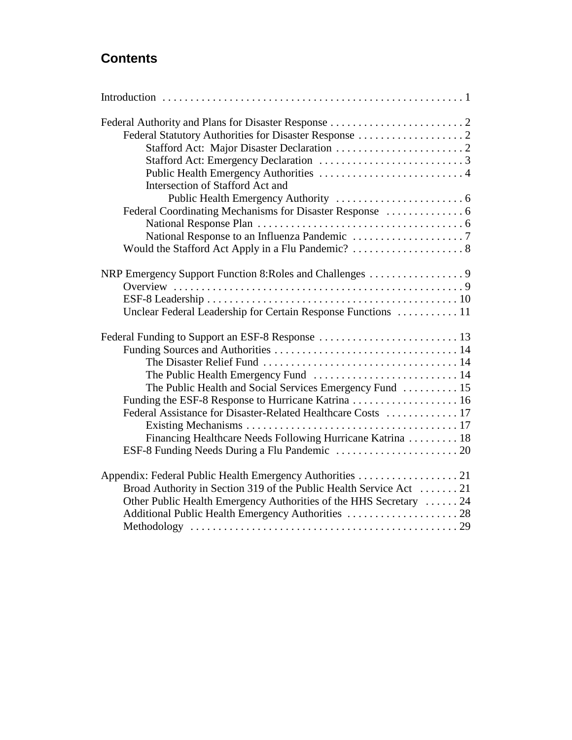## Contents

Introduction . . . . . . . . . . . . . . . . . . . . . . . . . . . . . . . . . . . . . . . . . . . . . . . . . . . . . 1

Federal Authority and Plans for Disaster Response . . . . . . . . . . . . . . . . . . . . . . . . 2
- Federal Statutory Authorities for Disaster Response . . . . . . . . . . . . . . . . . . . 2
  - Stafford Act: Major Disaster Declaration . . . . . . . . . . . . . . . . . . . . . . . 2
  - Stafford Act: Emergency Declaration . . . . . . . . . . . . . . . . . . . . . . . . . . 3
  - Public Health Emergency Authorities . . . . . . . . . . . . . . . . . . . . . . . . . . 4
  - Intersection of Stafford Act and Public Health Emergency Authority . . . . . . . . . . . . . . . . . . . . . . . 6
- Federal Coordinating Mechanisms for Disaster Response . . . . . . . . . . . . . . 6
  - National Response Plan . . . . . . . . . . . . . . . . . . . . . . . . . . . . . . . . . . . . . 6
  - National Response to an Influenza Pandemic . . . . . . . . . . . . . . . . . . . . 7
- Would the Stafford Act Apply in a Flu Pandemic? . . . . . . . . . . . . . . . . . . . . 8

NRP Emergency Support Function 8:Roles and Challenges . . . . . . . . . . . . . . . . . 9
- Overview . . . . . . . . . . . . . . . . . . . . . . . . . . . . . . . . . . . . . . . . . . . . . . . . . . . . 9
- ESF-8 Leadership . . . . . . . . . . . . . . . . . . . . . . . . . . . . . . . . . . . . . . . . . . . . . 10
- Unclear Federal Leadership for Certain Response Functions . . . . . . . . . . . 11

Federal Funding to Support an ESF-8 Response . . . . . . . . . . . . . . . . . . . . . . . . . 13
- Funding Sources and Authorities . . . . . . . . . . . . . . . . . . . . . . . . . . . . . . . . . 14
  - The Disaster Relief Fund . . . . . . . . . . . . . . . . . . . . . . . . . . . . . . . . . . . 14
  - The Public Health Emergency Fund . . . . . . . . . . . . . . . . . . . . . . . . . . 14
  - The Public Health and Social Services Emergency Fund . . . . . . . . . . 15
- Funding the ESF-8 Response to Hurricane Katrina . . . . . . . . . . . . . . . . . . . 16
- Federal Assistance for Disaster-Related Healthcare Costs . . . . . . . . . . . . . 17
  - Existing Mechanisms . . . . . . . . . . . . . . . . . . . . . . . . . . . . . . . . . . . . . . 17
  - Financing Healthcare Needs Following Hurricane Katrina . . . . . . . . . 18
- ESF-8 Funding Needs During a Flu Pandemic . . . . . . . . . . . . . . . . . . . . . . 20

Appendix: Federal Public Health Emergency Authorities . . . . . . . . . . . . . . . . . . 21
- Broad Authority in Section 319 of the Public Health Service Act . . . . . . . 21
- Other Public Health Emergency Authorities of the HHS Secretary . . . . . . 24
- Additional Public Health Emergency Authorities . . . . . . . . . . . . . . . . . . . . 28
- Methodology . . . . . . . . . . . . . . . . . . . . . . . . . . . . . . . . . . . . . . . . . . . . . . . . 29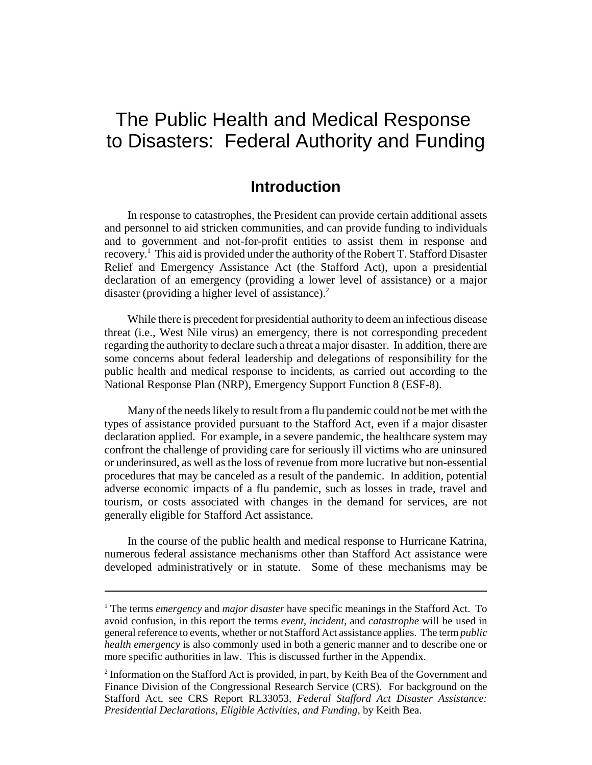# The Public Health and Medical Response to Disasters: Federal Authority and Funding

## Introduction

In response to catastrophes, the President can provide certain additional assets and personnel to aid stricken communities, and can provide funding to individuals and to government and not-for-profit entities to assist them in response and recovery.[1] This aid is provided under the authority of the Robert T. Stafford Disaster Relief and Emergency Assistance Act (the Stafford Act), upon a presidential declaration of an emergency (providing a lower level of assistance) or a major disaster (providing a higher level of assistance).[2]

While there is precedent for presidential authority to deem an infectious disease threat (i.e., West Nile virus) an emergency, there is not corresponding precedent regarding the authority to declare such a threat a major disaster. In addition, there are some concerns about federal leadership and delegations of responsibility for the public health and medical response to incidents, as carried out according to the National Response Plan (NRP), Emergency Support Function 8 (ESF-8).

Many of the needs likely to result from a flu pandemic could not be met with the types of assistance provided pursuant to the Stafford Act, even if a major disaster declaration applied. For example, in a severe pandemic, the healthcare system may confront the challenge of providing care for seriously ill victims who are uninsured or underinsured, as well as the loss of revenue from more lucrative but non-essential procedures that may be canceled as a result of the pandemic. In addition, potential adverse economic impacts of a flu pandemic, such as losses in trade, travel and tourism, or costs associated with changes in the demand for services, are not generally eligible for Stafford Act assistance.

In the course of the public health and medical response to Hurricane Katrina, numerous federal assistance mechanisms other than Stafford Act assistance were developed administratively or in statute. Some of these mechanisms may be

---

[1] The terms *emergency* and *major disaster* have specific meanings in the Stafford Act. To avoid confusion, in this report the terms *event, incident*, and *catastrophe* will be used in general reference to events, whether or not Stafford Act assistance applies. The term *public health emergency* is also commonly used in both a generic manner and to describe one or more specific authorities in law. This is discussed further in the Appendix.

[2] Information on the Stafford Act is provided, in part, by Keith Bea of the Government and Finance Division of the Congressional Research Service (CRS). For background on the Stafford Act, see CRS Report RL33053, *Federal Stafford Act Disaster Assistance: Presidential Declarations, Eligible Activities, and Funding*, by Keith Bea.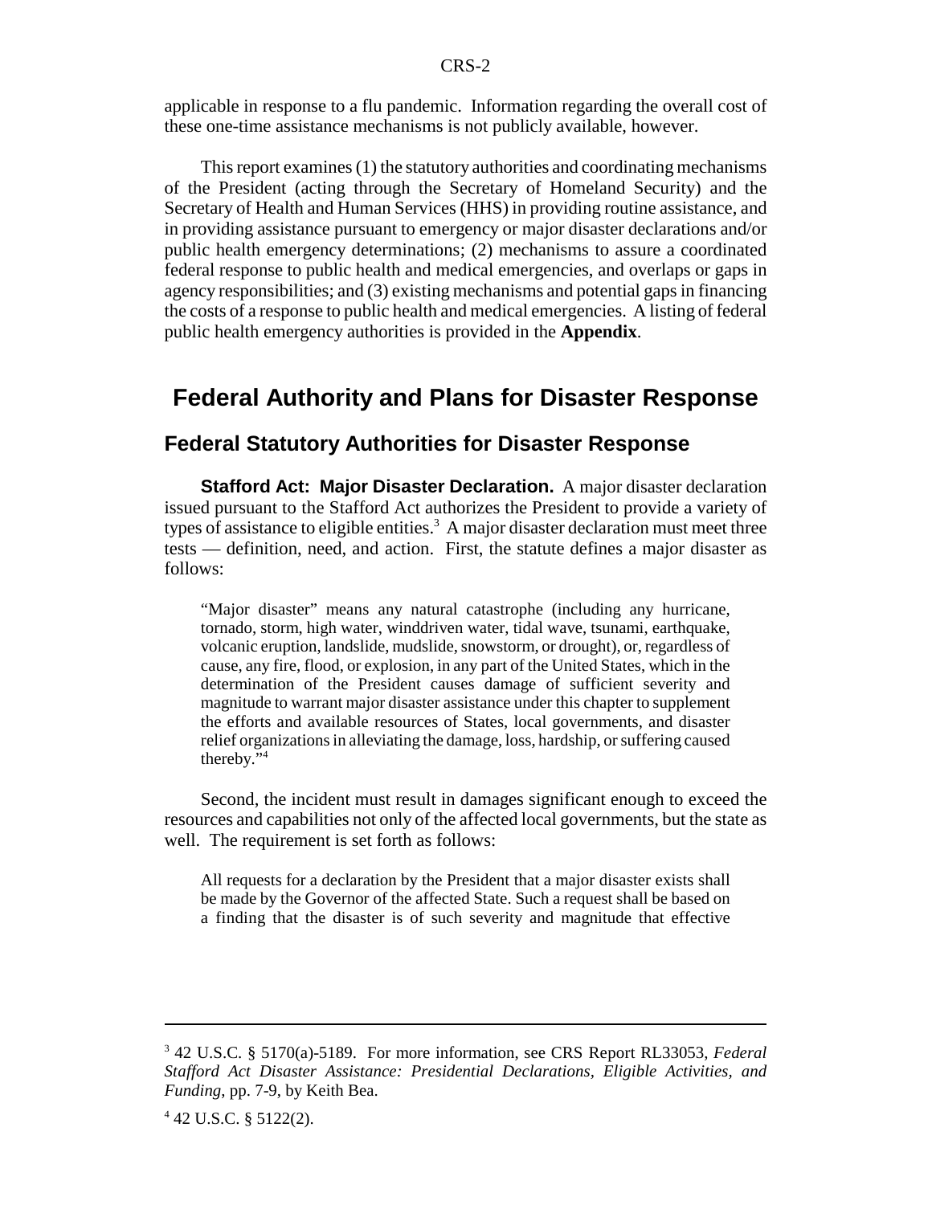applicable in response to a flu pandemic. Information regarding the overall cost of these one-time assistance mechanisms is not publicly available, however.

This report examines (1) the statutory authorities and coordinating mechanisms of the President (acting through the Secretary of Homeland Security) and the Secretary of Health and Human Services (HHS) in providing routine assistance, and in providing assistance pursuant to emergency or major disaster declarations and/or public health emergency determinations; (2) mechanisms to assure a coordinated federal response to public health and medical emergencies, and overlaps or gaps in agency responsibilities; and (3) existing mechanisms and potential gaps in financing the costs of a response to public health and medical emergencies. A listing of federal public health emergency authorities is provided in the **Appendix**.

# Federal Authority and Plans for Disaster Response

## Federal Statutory Authorities for Disaster Response

**Stafford Act: Major Disaster Declaration.** A major disaster declaration issued pursuant to the Stafford Act authorizes the President to provide a variety of types of assistance to eligible entities.[3] A major disaster declaration must meet three tests — definition, need, and action. First, the statute defines a major disaster as follows:

> "Major disaster" means any natural catastrophe (including any hurricane, tornado, storm, high water, winddriven water, tidal wave, tsunami, earthquake, volcanic eruption, landslide, mudslide, snowstorm, or drought), or, regardless of cause, any fire, flood, or explosion, in any part of the United States, which in the determination of the President causes damage of sufficient severity and magnitude to warrant major disaster assistance under this chapter to supplement the efforts and available resources of States, local governments, and disaster relief organizations in alleviating the damage, loss, hardship, or suffering caused thereby."[4]

Second, the incident must result in damages significant enough to exceed the resources and capabilities not only of the affected local governments, but the state as well. The requirement is set forth as follows:

> All requests for a declaration by the President that a major disaster exists shall be made by the Governor of the affected State. Such a request shall be based on a finding that the disaster is of such severity and magnitude that effective

---

[3] 42 U.S.C. § 5170(a)-5189. For more information, see CRS Report RL33053, *Federal Stafford Act Disaster Assistance: Presidential Declarations, Eligible Activities, and Funding*, pp. 7-9, by Keith Bea.

[4] 42 U.S.C. § 5122(2).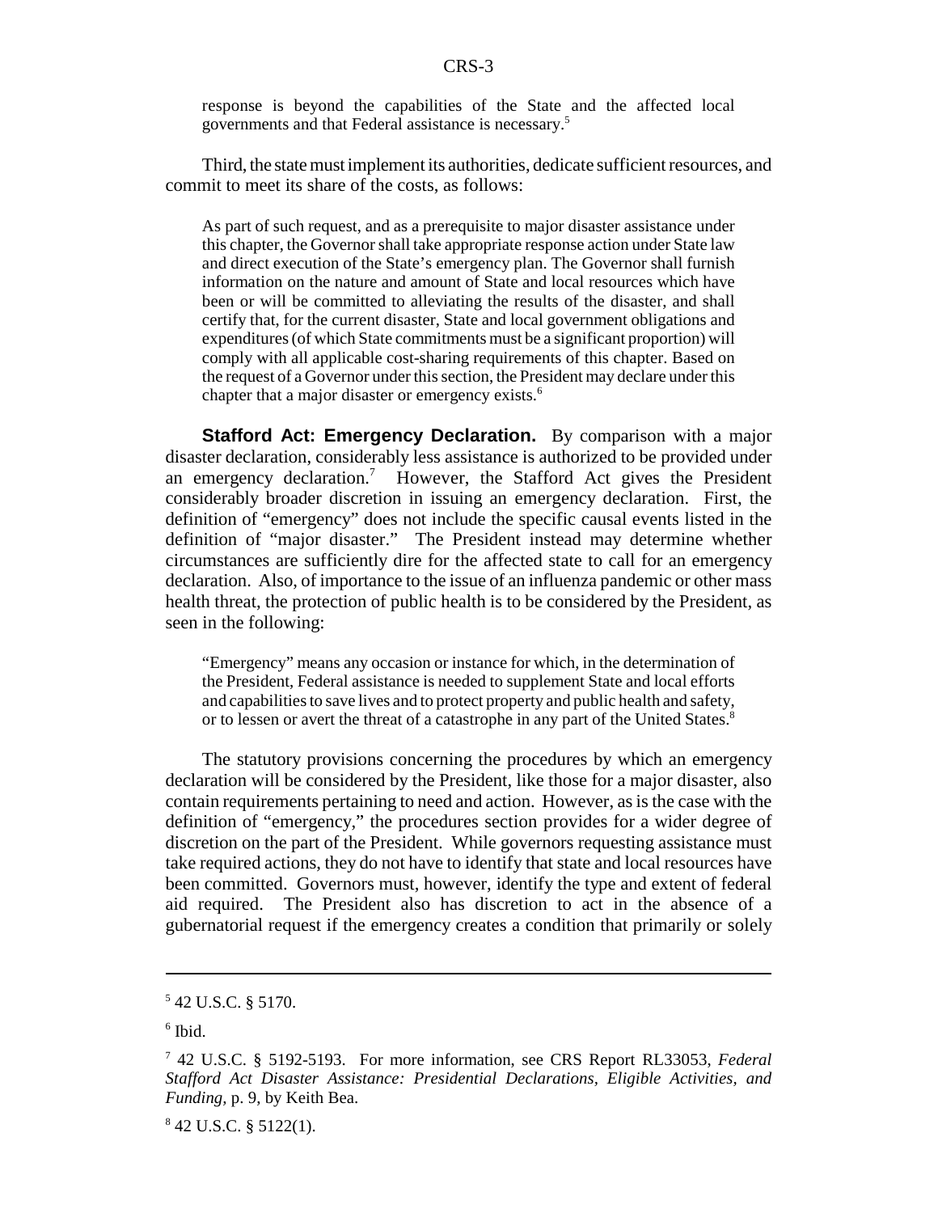> response is beyond the capabilities of the State and the affected local governments and that Federal assistance is necessary.[5]

Third, the state must implement its authorities, dedicate sufficient resources, and commit to meet its share of the costs, as follows:

> As part of such request, and as a prerequisite to major disaster assistance under this chapter, the Governor shall take appropriate response action under State law and direct execution of the State's emergency plan. The Governor shall furnish information on the nature and amount of State and local resources which have been or will be committed to alleviating the results of the disaster, and shall certify that, for the current disaster, State and local government obligations and expenditures (of which State commitments must be a significant proportion) will comply with all applicable cost-sharing requirements of this chapter. Based on the request of a Governor under this section, the President may declare under this chapter that a major disaster or emergency exists.[6]

**Stafford Act: Emergency Declaration.** By comparison with a major disaster declaration, considerably less assistance is authorized to be provided under an emergency declaration.[7] However, the Stafford Act gives the President considerably broader discretion in issuing an emergency declaration. First, the definition of "emergency" does not include the specific causal events listed in the definition of "major disaster." The President instead may determine whether circumstances are sufficiently dire for the affected state to call for an emergency declaration. Also, of importance to the issue of an influenza pandemic or other mass health threat, the protection of public health is to be considered by the President, as seen in the following:

> "Emergency" means any occasion or instance for which, in the determination of the President, Federal assistance is needed to supplement State and local efforts and capabilities to save lives and to protect property and public health and safety, or to lessen or avert the threat of a catastrophe in any part of the United States.[8]

The statutory provisions concerning the procedures by which an emergency declaration will be considered by the President, like those for a major disaster, also contain requirements pertaining to need and action. However, as is the case with the definition of "emergency," the procedures section provides for a wider degree of discretion on the part of the President. While governors requesting assistance must take required actions, they do not have to identify that state and local resources have been committed. Governors must, however, identify the type and extent of federal aid required. The President also has discretion to act in the absence of a gubernatorial request if the emergency creates a condition that primarily or solely

---

[5] 42 U.S.C. § 5170.

[6] Ibid.

[7] 42 U.S.C. § 5192-5193. For more information, see CRS Report RL33053, *Federal Stafford Act Disaster Assistance: Presidential Declarations, Eligible Activities, and Funding,* p. 9, by Keith Bea.

[8] 42 U.S.C. § 5122(1).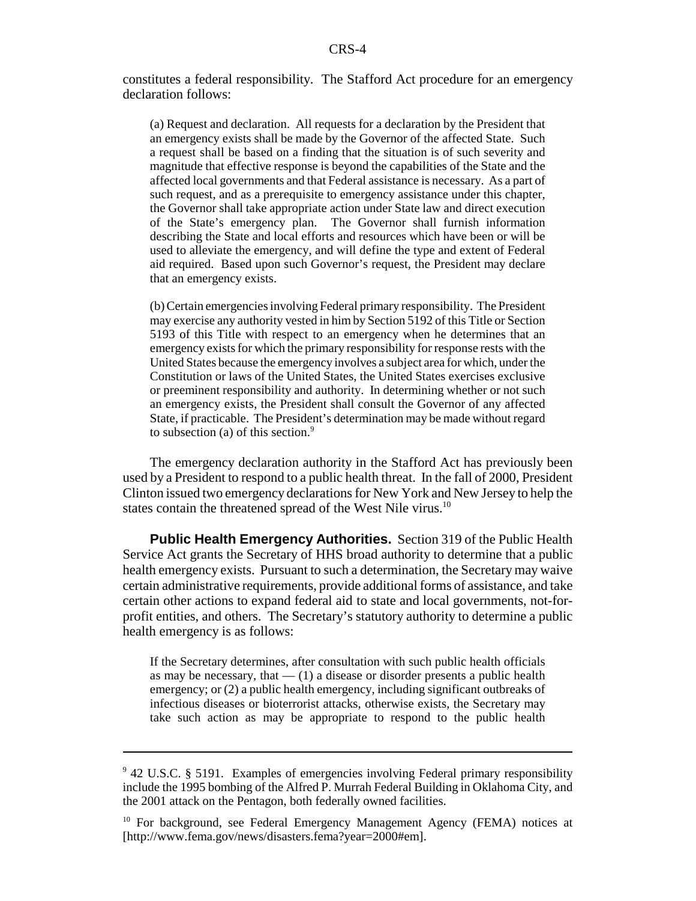constitutes a federal responsibility. The Stafford Act procedure for an emergency declaration follows:

> (a) Request and declaration. All requests for a declaration by the President that an emergency exists shall be made by the Governor of the affected State. Such a request shall be based on a finding that the situation is of such severity and magnitude that effective response is beyond the capabilities of the State and the affected local governments and that Federal assistance is necessary. As a part of such request, and as a prerequisite to emergency assistance under this chapter, the Governor shall take appropriate action under State law and direct execution of the State's emergency plan. The Governor shall furnish information describing the State and local efforts and resources which have been or will be used to alleviate the emergency, and will define the type and extent of Federal aid required. Based upon such Governor's request, the President may declare that an emergency exists.
>
> (b) Certain emergencies involving Federal primary responsibility. The President may exercise any authority vested in him by Section 5192 of this Title or Section 5193 of this Title with respect to an emergency when he determines that an emergency exists for which the primary responsibility for response rests with the United States because the emergency involves a subject area for which, under the Constitution or laws of the United States, the United States exercises exclusive or preeminent responsibility and authority. In determining whether or not such an emergency exists, the President shall consult the Governor of any affected State, if practicable. The President's determination may be made without regard to subsection (a) of this section.[9]

The emergency declaration authority in the Stafford Act has previously been used by a President to respond to a public health threat. In the fall of 2000, President Clinton issued two emergency declarations for New York and New Jersey to help the states contain the threatened spread of the West Nile virus.[10]

**Public Health Emergency Authorities.** Section 319 of the Public Health Service Act grants the Secretary of HHS broad authority to determine that a public health emergency exists. Pursuant to such a determination, the Secretary may waive certain administrative requirements, provide additional forms of assistance, and take certain other actions to expand federal aid to state and local governments, not-for-profit entities, and others. The Secretary's statutory authority to determine a public health emergency is as follows:

> If the Secretary determines, after consultation with such public health officials as may be necessary, that — (1) a disease or disorder presents a public health emergency; or (2) a public health emergency, including significant outbreaks of infectious diseases or bioterrorist attacks, otherwise exists, the Secretary may take such action as may be appropriate to respond to the public health

---

[9] 42 U.S.C. § 5191. Examples of emergencies involving Federal primary responsibility include the 1995 bombing of the Alfred P. Murrah Federal Building in Oklahoma City, and the 2001 attack on the Pentagon, both federally owned facilities.

[10] For background, see Federal Emergency Management Agency (FEMA) notices at [http://www.fema.gov/news/disasters.fema?year=2000#em].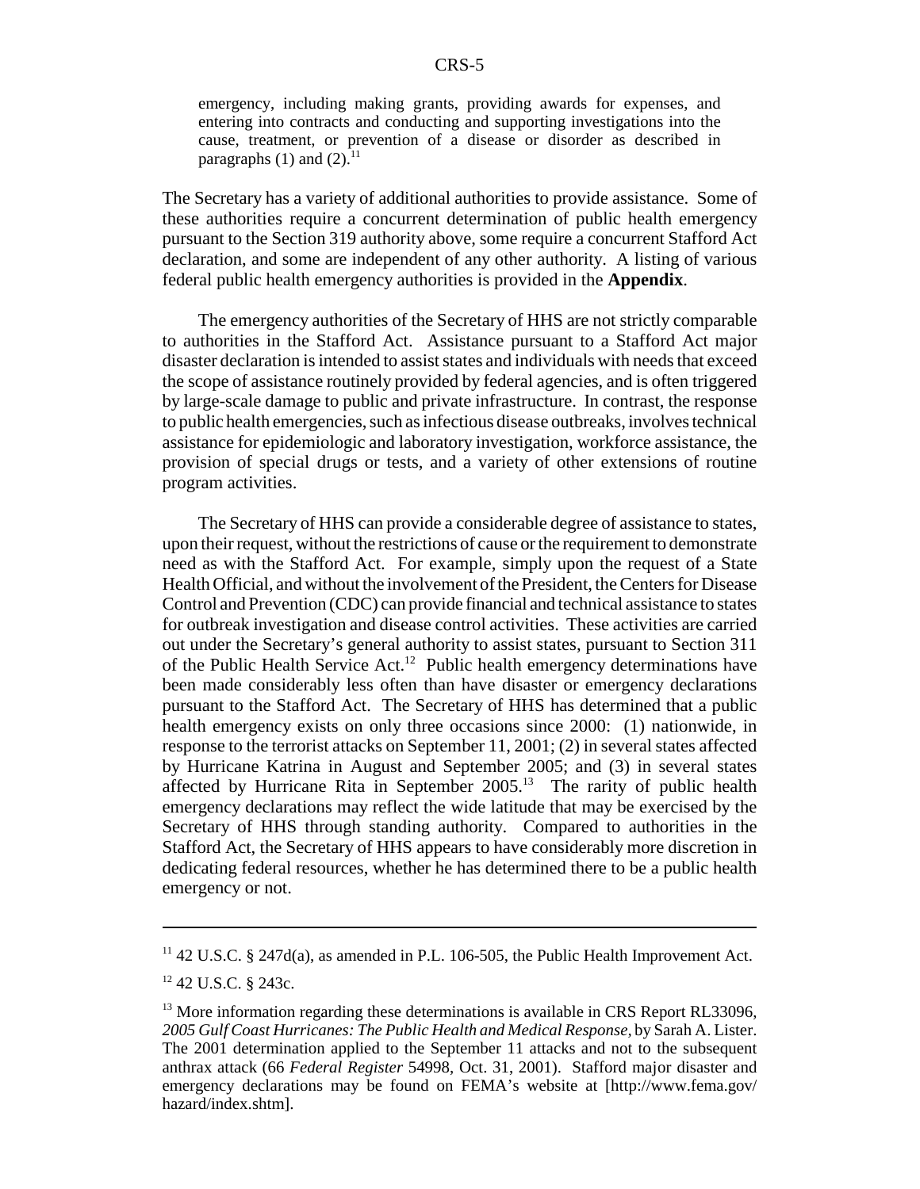> emergency, including making grants, providing awards for expenses, and entering into contracts and conducting and supporting investigations into the cause, treatment, or prevention of a disease or disorder as described in paragraphs (1) and (2).[11]

The Secretary has a variety of additional authorities to provide assistance. Some of these authorities require a concurrent determination of public health emergency pursuant to the Section 319 authority above, some require a concurrent Stafford Act declaration, and some are independent of any other authority. A listing of various federal public health emergency authorities is provided in the **Appendix**.

The emergency authorities of the Secretary of HHS are not strictly comparable to authorities in the Stafford Act. Assistance pursuant to a Stafford Act major disaster declaration is intended to assist states and individuals with needs that exceed the scope of assistance routinely provided by federal agencies, and is often triggered by large-scale damage to public and private infrastructure. In contrast, the response to public health emergencies, such as infectious disease outbreaks, involves technical assistance for epidemiologic and laboratory investigation, workforce assistance, the provision of special drugs or tests, and a variety of other extensions of routine program activities.

The Secretary of HHS can provide a considerable degree of assistance to states, upon their request, without the restrictions of cause or the requirement to demonstrate need as with the Stafford Act. For example, simply upon the request of a State Health Official, and without the involvement of the President, the Centers for Disease Control and Prevention (CDC) can provide financial and technical assistance to states for outbreak investigation and disease control activities. These activities are carried out under the Secretary's general authority to assist states, pursuant to Section 311 of the Public Health Service Act.[12] Public health emergency determinations have been made considerably less often than have disaster or emergency declarations pursuant to the Stafford Act. The Secretary of HHS has determined that a public health emergency exists on only three occasions since 2000: (1) nationwide, in response to the terrorist attacks on September 11, 2001; (2) in several states affected by Hurricane Katrina in August and September 2005; and (3) in several states affected by Hurricane Rita in September 2005.[13] The rarity of public health emergency declarations may reflect the wide latitude that may be exercised by the Secretary of HHS through standing authority. Compared to authorities in the Stafford Act, the Secretary of HHS appears to have considerably more discretion in dedicating federal resources, whether he has determined there to be a public health emergency or not.

---

[11] 42 U.S.C. § 247d(a), as amended in P.L. 106-505, the Public Health Improvement Act.

[12] 42 U.S.C. § 243c.

[13] More information regarding these determinations is available in CRS Report RL33096, *2005 Gulf Coast Hurricanes: The Public Health and Medical Response,* by Sarah A. Lister. The 2001 determination applied to the September 11 attacks and not to the subsequent anthrax attack (66 *Federal Register* 54998, Oct. 31, 2001). Stafford major disaster and emergency declarations may be found on FEMA's website at [http://www.fema.gov/hazard/index.shtm].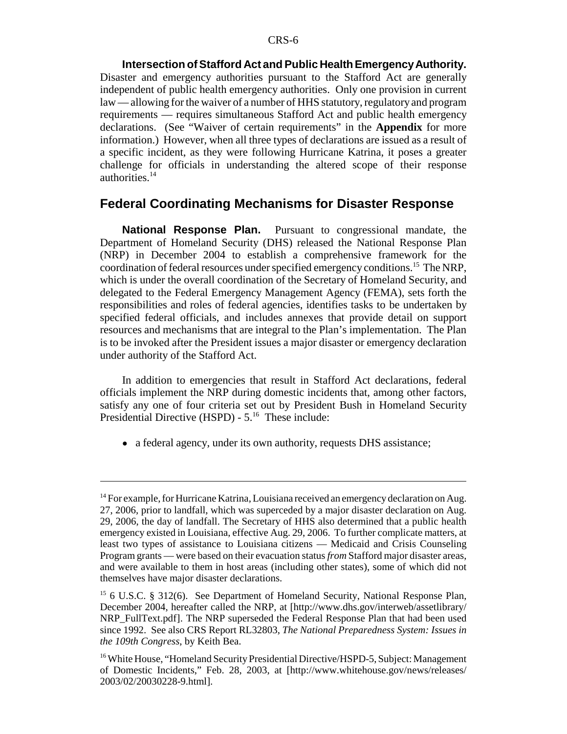**Intersection of Stafford Act and Public Health Emergency Authority.** Disaster and emergency authorities pursuant to the Stafford Act are generally independent of public health emergency authorities. Only one provision in current law — allowing for the waiver of a number of HHS statutory, regulatory and program requirements — requires simultaneous Stafford Act and public health emergency declarations. (See "Waiver of certain requirements" in the **Appendix** for more information.) However, when all three types of declarations are issued as a result of a specific incident, as they were following Hurricane Katrina, it poses a greater challenge for officials in understanding the altered scope of their response authorities.[14]

## Federal Coordinating Mechanisms for Disaster Response

**National Response Plan.** Pursuant to congressional mandate, the Department of Homeland Security (DHS) released the National Response Plan (NRP) in December 2004 to establish a comprehensive framework for the coordination of federal resources under specified emergency conditions.[15] The NRP, which is under the overall coordination of the Secretary of Homeland Security, and delegated to the Federal Emergency Management Agency (FEMA), sets forth the responsibilities and roles of federal agencies, identifies tasks to be undertaken by specified federal officials, and includes annexes that provide detail on support resources and mechanisms that are integral to the Plan's implementation. The Plan is to be invoked after the President issues a major disaster or emergency declaration under authority of the Stafford Act.

In addition to emergencies that result in Stafford Act declarations, federal officials implement the NRP during domestic incidents that, among other factors, satisfy any one of four criteria set out by President Bush in Homeland Security Presidential Directive (HSPD) - 5.[16] These include:

- a federal agency, under its own authority, requests DHS assistance;

---

[14] For example, for Hurricane Katrina, Louisiana received an emergency declaration on Aug. 27, 2006, prior to landfall, which was superceded by a major disaster declaration on Aug. 29, 2006, the day of landfall. The Secretary of HHS also determined that a public health emergency existed in Louisiana, effective Aug. 29, 2006. To further complicate matters, at least two types of assistance to Louisiana citizens — Medicaid and Crisis Counseling Program grants — were based on their evacuation status *from* Stafford major disaster areas, and were available to them in host areas (including other states), some of which did not themselves have major disaster declarations.

[15] 6 U.S.C. § 312(6). See Department of Homeland Security, National Response Plan, December 2004, hereafter called the NRP, at [http://www.dhs.gov/interweb/assetlibrary/NRP_FullText.pdf]. The NRP superseded the Federal Response Plan that had been used since 1992. See also CRS Report RL32803, *The National Preparedness System: Issues in the 109th Congress*, by Keith Bea.

[16] White House, "Homeland Security Presidential Directive/HSPD-5, Subject: Management of Domestic Incidents," Feb. 28, 2003, at [http://www.whitehouse.gov/news/releases/2003/02/20030228-9.html].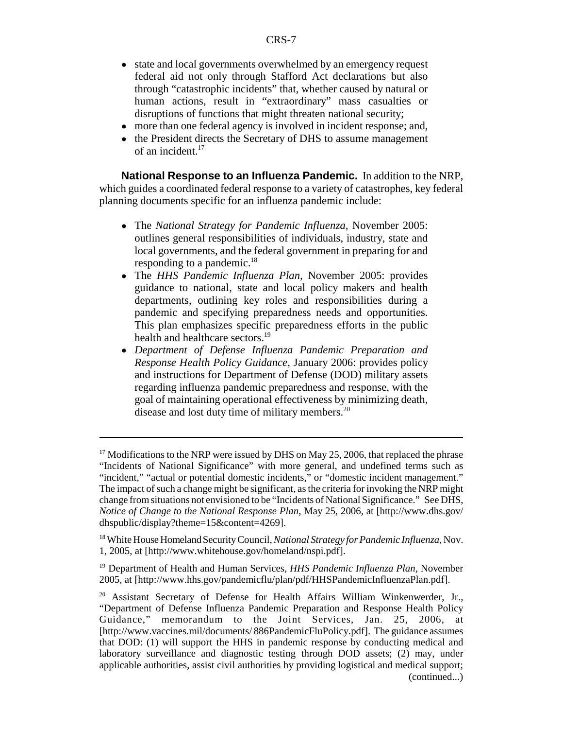- state and local governments overwhelmed by an emergency request federal aid not only through Stafford Act declarations but also through "catastrophic incidents" that, whether caused by natural or human actions, result in "extraordinary" mass casualties or disruptions of functions that might threaten national security;
- more than one federal agency is involved in incident response; and,
- the President directs the Secretary of DHS to assume management of an incident.[17]

**National Response to an Influenza Pandemic.** In addition to the NRP, which guides a coordinated federal response to a variety of catastrophes, key federal planning documents specific for an influenza pandemic include:

- The *National Strategy for Pandemic Influenza,* November 2005: outlines general responsibilities of individuals, industry, state and local governments, and the federal government in preparing for and responding to a pandemic.[18]
- The *HHS Pandemic Influenza Plan,* November 2005: provides guidance to national, state and local policy makers and health departments, outlining key roles and responsibilities during a pandemic and specifying preparedness needs and opportunities. This plan emphasizes specific preparedness efforts in the public health and healthcare sectors.[19]
- *Department of Defense Influenza Pandemic Preparation and Response Health Policy Guidance,* January 2006: provides policy and instructions for Department of Defense (DOD) military assets regarding influenza pandemic preparedness and response, with the goal of maintaining operational effectiveness by minimizing death, disease and lost duty time of military members.[20]

---

[17] Modifications to the NRP were issued by DHS on May 25, 2006, that replaced the phrase "Incidents of National Significance" with more general, and undefined terms such as "incident," "actual or potential domestic incidents," or "domestic incident management." The impact of such a change might be significant, as the criteria for invoking the NRP might change from situations not envisioned to be "Incidents of National Significance." See DHS, *Notice of Change to the National Response Plan,* May 25, 2006, at [http://www.dhs.gov/dhspublic/display?theme=15&content=4269].

[18] White House Homeland Security Council, *National Strategy for Pandemic Influenza,* Nov. 1, 2005, at [http://www.whitehouse.gov/homeland/nspi.pdf].

[19] Department of Health and Human Services, *HHS Pandemic Influenza Plan*, November 2005, at [http://www.hhs.gov/pandemicflu/plan/pdf/HHSPandemicInfluenzaPlan.pdf].

[20] Assistant Secretary of Defense for Health Affairs William Winkenwerder, Jr., "Department of Defense Influenza Pandemic Preparation and Response Health Policy Guidance," memorandum to the Joint Services, Jan. 25, 2006, at [http://www.vaccines.mil/documents/886PandemicFluPolicy.pdf]. The guidance assumes that DOD: (1) will support the HHS in pandemic response by conducting medical and laboratory surveillance and diagnostic testing through DOD assets; (2) may, under applicable authorities, assist civil authorities by providing logistical and medical support; (continued...)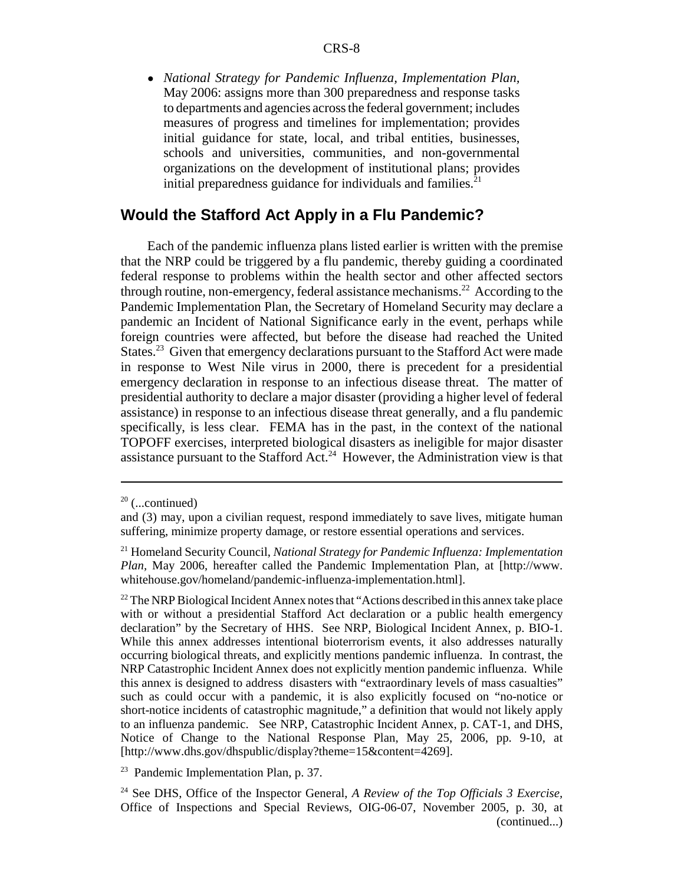- *National Strategy for Pandemic Influenza, Implementation Plan,* May 2006: assigns more than 300 preparedness and response tasks to departments and agencies across the federal government; includes measures of progress and timelines for implementation; provides initial guidance for state, local, and tribal entities, businesses, schools and universities, communities, and non-governmental organizations on the development of institutional plans; provides initial preparedness guidance for individuals and families.[21]

## Would the Stafford Act Apply in a Flu Pandemic?

Each of the pandemic influenza plans listed earlier is written with the premise that the NRP could be triggered by a flu pandemic, thereby guiding a coordinated federal response to problems within the health sector and other affected sectors through routine, non-emergency, federal assistance mechanisms.[22] According to the Pandemic Implementation Plan, the Secretary of Homeland Security may declare a pandemic an Incident of National Significance early in the event, perhaps while foreign countries were affected, but before the disease had reached the United States.[23] Given that emergency declarations pursuant to the Stafford Act were made in response to West Nile virus in 2000, there is precedent for a presidential emergency declaration in response to an infectious disease threat. The matter of presidential authority to declare a major disaster (providing a higher level of federal assistance) in response to an infectious disease threat generally, and a flu pandemic specifically, is less clear. FEMA has in the past, in the context of the national TOPOFF exercises, interpreted biological disasters as ineligible for major disaster assistance pursuant to the Stafford Act.[24] However, the Administration view is that

---

[20] (...continued)

and (3) may, upon a civilian request, respond immediately to save lives, mitigate human suffering, minimize property damage, or restore essential operations and services.

[21] Homeland Security Council, *National Strategy for Pandemic Influenza: Implementation Plan,* May 2006, hereafter called the Pandemic Implementation Plan, at [http://www.whitehouse.gov/homeland/pandemic-influenza-implementation.html].

[22] The NRP Biological Incident Annex notes that "Actions described in this annex take place with or without a presidential Stafford Act declaration or a public health emergency declaration" by the Secretary of HHS. See NRP, Biological Incident Annex, p. BIO-1. While this annex addresses intentional bioterrorism events, it also addresses naturally occurring biological threats, and explicitly mentions pandemic influenza. In contrast, the NRP Catastrophic Incident Annex does not explicitly mention pandemic influenza. While this annex is designed to address disasters with "extraordinary levels of mass casualties" such as could occur with a pandemic, it is also explicitly focused on "no-notice or short-notice incidents of catastrophic magnitude," a definition that would not likely apply to an influenza pandemic. See NRP, Catastrophic Incident Annex, p. CAT-1, and DHS, Notice of Change to the National Response Plan, May 25, 2006, pp. 9-10, at [http://www.dhs.gov/dhspublic/display?theme=15&content=4269].

[23] Pandemic Implementation Plan, p. 37.

[24] See DHS, Office of the Inspector General, *A Review of the Top Officials 3 Exercise,* Office of Inspections and Special Reviews, OIG-06-07, November 2005, p. 30, at (continued...)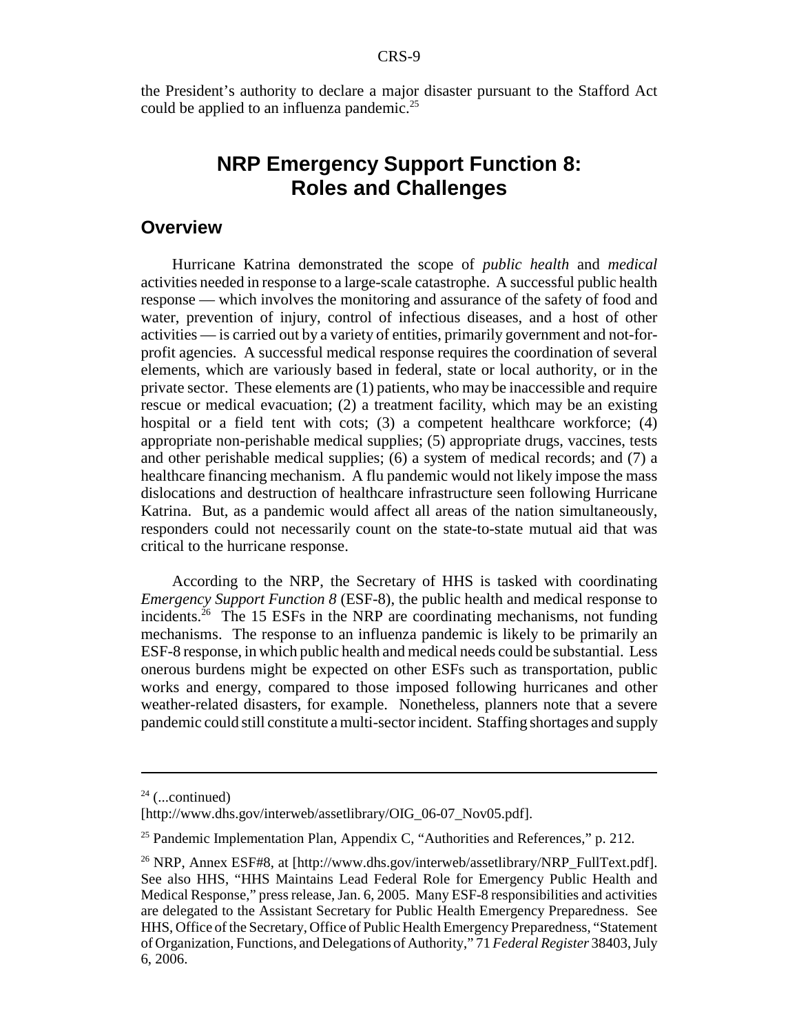the President's authority to declare a major disaster pursuant to the Stafford Act could be applied to an influenza pandemic.[25]

# NRP Emergency Support Function 8: Roles and Challenges

## Overview

Hurricane Katrina demonstrated the scope of *public health* and *medical* activities needed in response to a large-scale catastrophe. A successful public health response — which involves the monitoring and assurance of the safety of food and water, prevention of injury, control of infectious diseases, and a host of other activities — is carried out by a variety of entities, primarily government and not-for-profit agencies. A successful medical response requires the coordination of several elements, which are variously based in federal, state or local authority, or in the private sector. These elements are (1) patients, who may be inaccessible and require rescue or medical evacuation; (2) a treatment facility, which may be an existing hospital or a field tent with cots; (3) a competent healthcare workforce; (4) appropriate non-perishable medical supplies; (5) appropriate drugs, vaccines, tests and other perishable medical supplies; (6) a system of medical records; and (7) a healthcare financing mechanism. A flu pandemic would not likely impose the mass dislocations and destruction of healthcare infrastructure seen following Hurricane Katrina. But, as a pandemic would affect all areas of the nation simultaneously, responders could not necessarily count on the state-to-state mutual aid that was critical to the hurricane response.

According to the NRP, the Secretary of HHS is tasked with coordinating *Emergency Support Function 8* (ESF-8), the public health and medical response to incidents.[26] The 15 ESFs in the NRP are coordinating mechanisms, not funding mechanisms. The response to an influenza pandemic is likely to be primarily an ESF-8 response, in which public health and medical needs could be substantial. Less onerous burdens might be expected on other ESFs such as transportation, public works and energy, compared to those imposed following hurricanes and other weather-related disasters, for example. Nonetheless, planners note that a severe pandemic could still constitute a multi-sector incident. Staffing shortages and supply

---

[24] (...continued)
[http://www.dhs.gov/interweb/assetlibrary/OIG_06-07_Nov05.pdf].

[25] Pandemic Implementation Plan, Appendix C, "Authorities and References," p. 212.

[26] NRP, Annex ESF#8, at [http://www.dhs.gov/interweb/assetlibrary/NRP_FullText.pdf]. See also HHS, "HHS Maintains Lead Federal Role for Emergency Public Health and Medical Response," press release, Jan. 6, 2005. Many ESF-8 responsibilities and activities are delegated to the Assistant Secretary for Public Health Emergency Preparedness. See HHS, Office of the Secretary, Office of Public Health Emergency Preparedness, "Statement of Organization, Functions, and Delegations of Authority," 71 *Federal Register* 38403, July 6, 2006.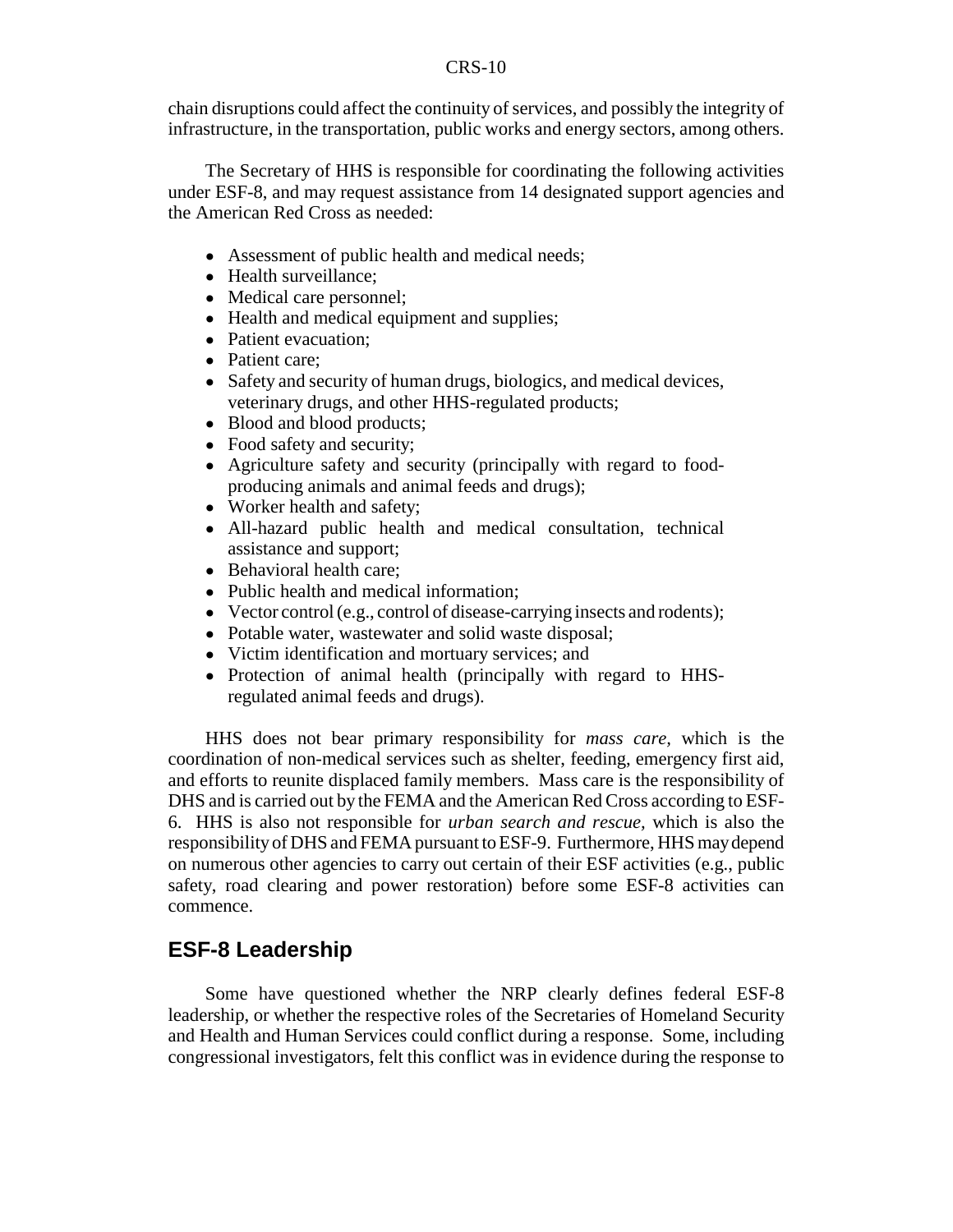chain disruptions could affect the continuity of services, and possibly the integrity of infrastructure, in the transportation, public works and energy sectors, among others.

The Secretary of HHS is responsible for coordinating the following activities under ESF-8, and may request assistance from 14 designated support agencies and the American Red Cross as needed:

- Assessment of public health and medical needs;
- Health surveillance;
- Medical care personnel;
- Health and medical equipment and supplies;
- Patient evacuation;
- Patient care;
- Safety and security of human drugs, biologics, and medical devices, veterinary drugs, and other HHS-regulated products;
- Blood and blood products;
- Food safety and security;
- Agriculture safety and security (principally with regard to food-producing animals and animal feeds and drugs);
- Worker health and safety;
- All-hazard public health and medical consultation, technical assistance and support;
- Behavioral health care;
- Public health and medical information;
- Vector control (e.g., control of disease-carrying insects and rodents);
- Potable water, wastewater and solid waste disposal;
- Victim identification and mortuary services; and
- Protection of animal health (principally with regard to HHS-regulated animal feeds and drugs).

HHS does not bear primary responsibility for *mass care,* which is the coordination of non-medical services such as shelter, feeding, emergency first aid, and efforts to reunite displaced family members. Mass care is the responsibility of DHS and is carried out by the FEMA and the American Red Cross according to ESF-6. HHS is also not responsible for *urban search and rescue,* which is also the responsibility of DHS and FEMA pursuant to ESF-9. Furthermore, HHS may depend on numerous other agencies to carry out certain of their ESF activities (e.g., public safety, road clearing and power restoration) before some ESF-8 activities can commence.

## ESF-8 Leadership

Some have questioned whether the NRP clearly defines federal ESF-8 leadership, or whether the respective roles of the Secretaries of Homeland Security and Health and Human Services could conflict during a response. Some, including congressional investigators, felt this conflict was in evidence during the response to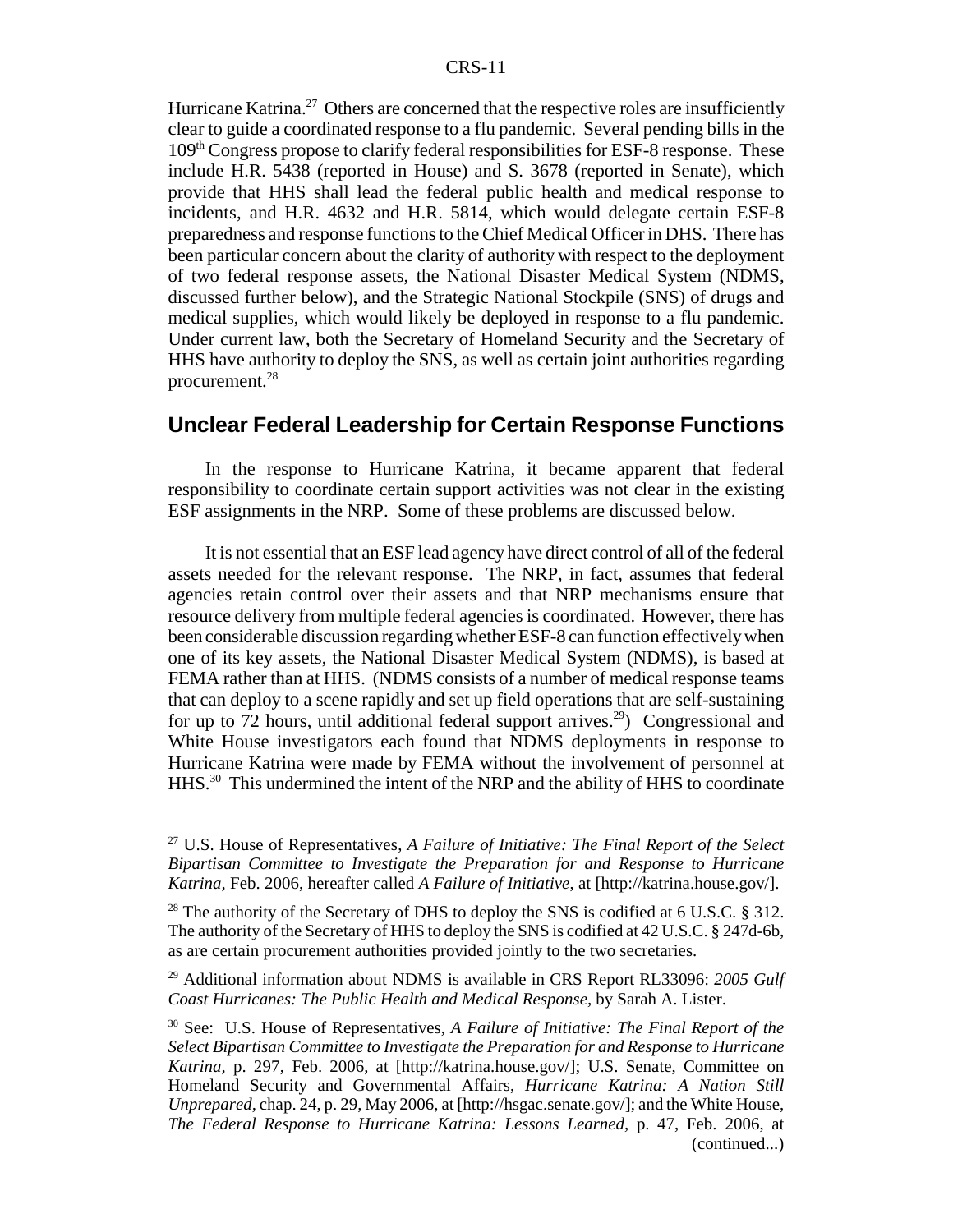Hurricane Katrina.[27] Others are concerned that the respective roles are insufficiently clear to guide a coordinated response to a flu pandemic. Several pending bills in the 109th Congress propose to clarify federal responsibilities for ESF-8 response. These include H.R. 5438 (reported in House) and S. 3678 (reported in Senate), which provide that HHS shall lead the federal public health and medical response to incidents, and H.R. 4632 and H.R. 5814, which would delegate certain ESF-8 preparedness and response functions to the Chief Medical Officer in DHS. There has been particular concern about the clarity of authority with respect to the deployment of two federal response assets, the National Disaster Medical System (NDMS, discussed further below), and the Strategic National Stockpile (SNS) of drugs and medical supplies, which would likely be deployed in response to a flu pandemic. Under current law, both the Secretary of Homeland Security and the Secretary of HHS have authority to deploy the SNS, as well as certain joint authorities regarding procurement.[28]

## Unclear Federal Leadership for Certain Response Functions

In the response to Hurricane Katrina, it became apparent that federal responsibility to coordinate certain support activities was not clear in the existing ESF assignments in the NRP. Some of these problems are discussed below.

It is not essential that an ESF lead agency have direct control of all of the federal assets needed for the relevant response. The NRP, in fact, assumes that federal agencies retain control over their assets and that NRP mechanisms ensure that resource delivery from multiple federal agencies is coordinated. However, there has been considerable discussion regarding whether ESF-8 can function effectively when one of its key assets, the National Disaster Medical System (NDMS), is based at FEMA rather than at HHS. (NDMS consists of a number of medical response teams that can deploy to a scene rapidly and set up field operations that are self-sustaining for up to 72 hours, until additional federal support arrives.[29]) Congressional and White House investigators each found that NDMS deployments in response to Hurricane Katrina were made by FEMA without the involvement of personnel at HHS.[30] This undermined the intent of the NRP and the ability of HHS to coordinate

---

[27] U.S. House of Representatives, *A Failure of Initiative: The Final Report of the Select Bipartisan Committee to Investigate the Preparation for and Response to Hurricane Katrina*, Feb. 2006, hereafter called *A Failure of Initiative*, at [http://katrina.house.gov/].

[28] The authority of the Secretary of DHS to deploy the SNS is codified at 6 U.S.C. § 312. The authority of the Secretary of HHS to deploy the SNS is codified at 42 U.S.C. § 247d-6b, as are certain procurement authorities provided jointly to the two secretaries.

[29] Additional information about NDMS is available in CRS Report RL33096: *2005 Gulf Coast Hurricanes: The Public Health and Medical Response,* by Sarah A. Lister.

[30] See: U.S. House of Representatives, *A Failure of Initiative: The Final Report of the Select Bipartisan Committee to Investigate the Preparation for and Response to Hurricane Katrina*, p. 297, Feb. 2006, at [http://katrina.house.gov/]; U.S. Senate, Committee on Homeland Security and Governmental Affairs, *Hurricane Katrina: A Nation Still Unprepared,* chap. 24, p. 29, May 2006, at [http://hsgac.senate.gov/]; and the White House, *The Federal Response to Hurricane Katrina: Lessons Learned,* p. 47, Feb. 2006, at (continued...)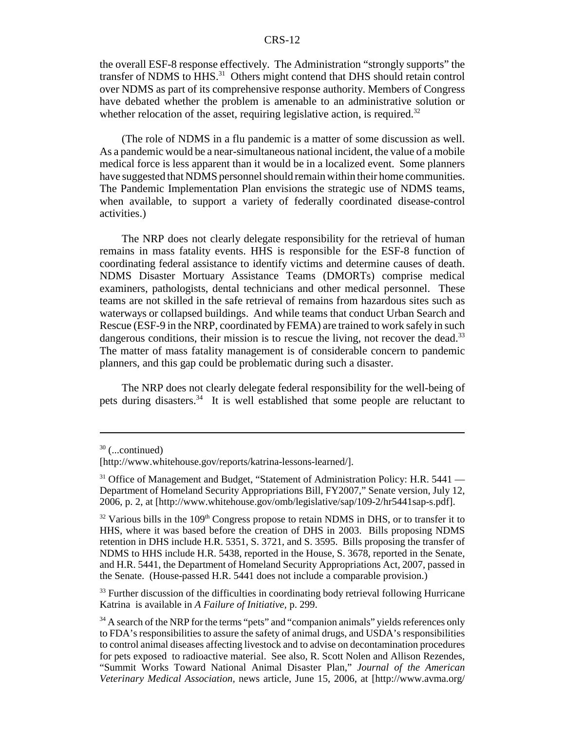the overall ESF-8 response effectively. The Administration "strongly supports" the transfer of NDMS to HHS.[31] Others might contend that DHS should retain control over NDMS as part of its comprehensive response authority. Members of Congress have debated whether the problem is amenable to an administrative solution or whether relocation of the asset, requiring legislative action, is required.[32]

(The role of NDMS in a flu pandemic is a matter of some discussion as well. As a pandemic would be a near-simultaneous national incident, the value of a mobile medical force is less apparent than it would be in a localized event. Some planners have suggested that NDMS personnel should remain within their home communities. The Pandemic Implementation Plan envisions the strategic use of NDMS teams, when available, to support a variety of federally coordinated disease-control activities.)

The NRP does not clearly delegate responsibility for the retrieval of human remains in mass fatality events. HHS is responsible for the ESF-8 function of coordinating federal assistance to identify victims and determine causes of death. NDMS Disaster Mortuary Assistance Teams (DMORTs) comprise medical examiners, pathologists, dental technicians and other medical personnel. These teams are not skilled in the safe retrieval of remains from hazardous sites such as waterways or collapsed buildings. And while teams that conduct Urban Search and Rescue (ESF-9 in the NRP, coordinated by FEMA) are trained to work safely in such dangerous conditions, their mission is to rescue the living, not recover the dead.[33] The matter of mass fatality management is of considerable concern to pandemic planners, and this gap could be problematic during such a disaster.

The NRP does not clearly delegate federal responsibility for the well-being of pets during disasters.[34] It is well established that some people are reluctant to

---

[30] (...continued)
[http://www.whitehouse.gov/reports/katrina-lessons-learned/].

[31] Office of Management and Budget, "Statement of Administration Policy: H.R. 5441 — Department of Homeland Security Appropriations Bill, FY2007," Senate version, July 12, 2006, p. 2, at [http://www.whitehouse.gov/omb/legislative/sap/109-2/hr5441sap-s.pdf].

[32] Various bills in the 109th Congress propose to retain NDMS in DHS, or to transfer it to HHS, where it was based before the creation of DHS in 2003. Bills proposing NDMS retention in DHS include H.R. 5351, S. 3721, and S. 3595. Bills proposing the transfer of NDMS to HHS include H.R. 5438, reported in the House, S. 3678, reported in the Senate, and H.R. 5441, the Department of Homeland Security Appropriations Act, 2007, passed in the Senate. (House-passed H.R. 5441 does not include a comparable provision.)

[33] Further discussion of the difficulties in coordinating body retrieval following Hurricane Katrina is available in *A Failure of Initiative*, p. 299.

[34] A search of the NRP for the terms "pets" and "companion animals" yields references only to FDA's responsibilities to assure the safety of animal drugs, and USDA's responsibilities to control animal diseases affecting livestock and to advise on decontamination procedures for pets exposed to radioactive material. See also, R. Scott Nolen and Allison Rezendes, "Summit Works Toward National Animal Disaster Plan," *Journal of the American Veterinary Medical Association*, news article, June 15, 2006, at [http://www.avma.org/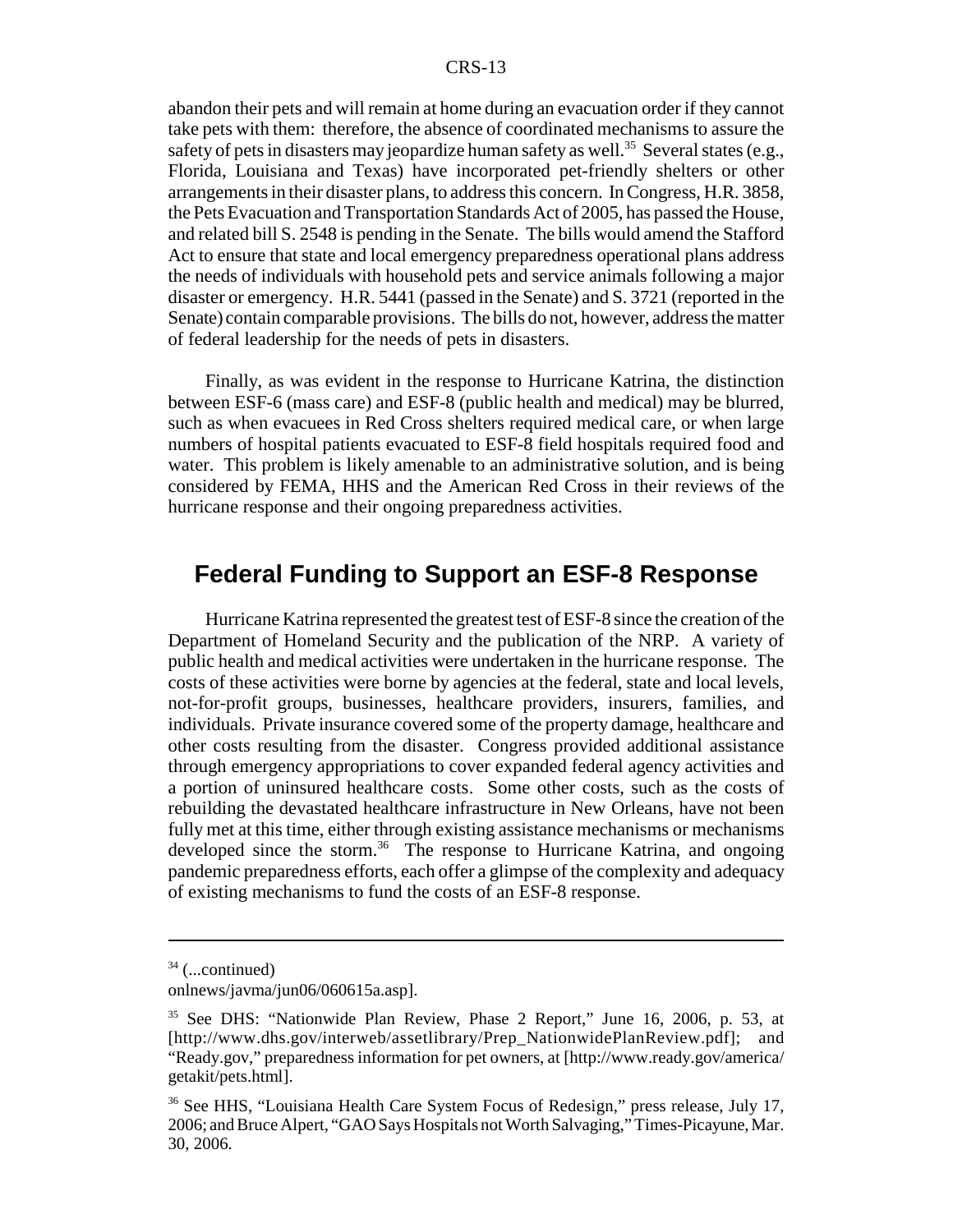abandon their pets and will remain at home during an evacuation order if they cannot take pets with them: therefore, the absence of coordinated mechanisms to assure the safety of pets in disasters may jeopardize human safety as well.[35] Several states (e.g., Florida, Louisiana and Texas) have incorporated pet-friendly shelters or other arrangements in their disaster plans, to address this concern. In Congress, H.R. 3858, the Pets Evacuation and Transportation Standards Act of 2005, has passed the House, and related bill S. 2548 is pending in the Senate. The bills would amend the Stafford Act to ensure that state and local emergency preparedness operational plans address the needs of individuals with household pets and service animals following a major disaster or emergency. H.R. 5441 (passed in the Senate) and S. 3721 (reported in the Senate) contain comparable provisions. The bills do not, however, address the matter of federal leadership for the needs of pets in disasters.

Finally, as was evident in the response to Hurricane Katrina, the distinction between ESF-6 (mass care) and ESF-8 (public health and medical) may be blurred, such as when evacuees in Red Cross shelters required medical care, or when large numbers of hospital patients evacuated to ESF-8 field hospitals required food and water. This problem is likely amenable to an administrative solution, and is being considered by FEMA, HHS and the American Red Cross in their reviews of the hurricane response and their ongoing preparedness activities.

## Federal Funding to Support an ESF-8 Response

Hurricane Katrina represented the greatest test of ESF-8 since the creation of the Department of Homeland Security and the publication of the NRP. A variety of public health and medical activities were undertaken in the hurricane response. The costs of these activities were borne by agencies at the federal, state and local levels, not-for-profit groups, businesses, healthcare providers, insurers, families, and individuals. Private insurance covered some of the property damage, healthcare and other costs resulting from the disaster. Congress provided additional assistance through emergency appropriations to cover expanded federal agency activities and a portion of uninsured healthcare costs. Some other costs, such as the costs of rebuilding the devastated healthcare infrastructure in New Orleans, have not been fully met at this time, either through existing assistance mechanisms or mechanisms developed since the storm.[36] The response to Hurricane Katrina, and ongoing pandemic preparedness efforts, each offer a glimpse of the complexity and adequacy of existing mechanisms to fund the costs of an ESF-8 response.

---

[34] (...continued)
onlnews/javma/jun06/060615a.asp].

[35] See DHS: "Nationwide Plan Review, Phase 2 Report," June 16, 2006, p. 53, at [http://www.dhs.gov/interweb/assetlibrary/Prep_NationwidePlanReview.pdf]; and "Ready.gov," preparedness information for pet owners, at [http://www.ready.gov/america/getakit/pets.html].

[36] See HHS, "Louisiana Health Care System Focus of Redesign," press release, July 17, 2006; and Bruce Alpert, "GAO Says Hospitals not Worth Salvaging," Times-Picayune, Mar. 30, 2006.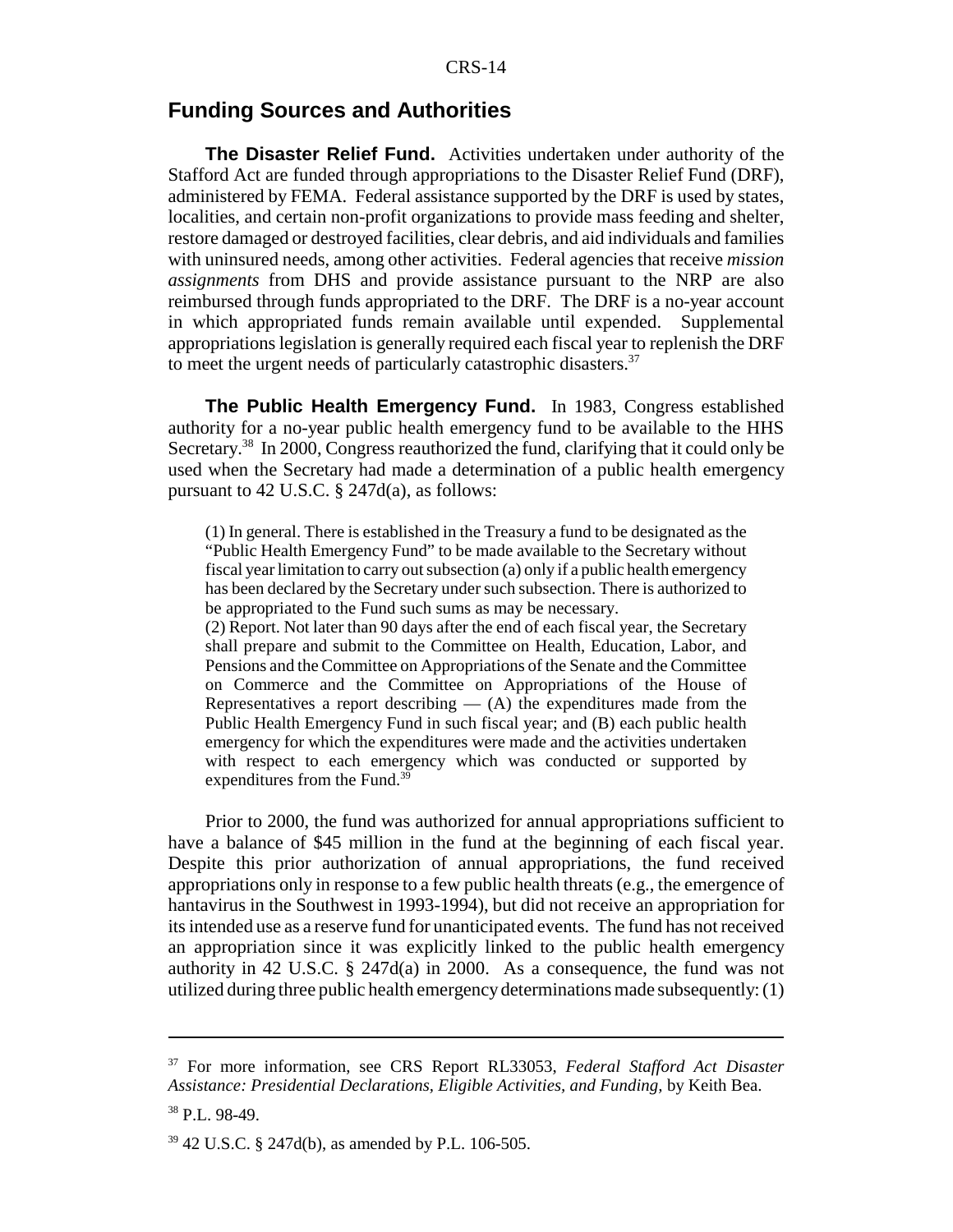## Funding Sources and Authorities

**The Disaster Relief Fund.** Activities undertaken under authority of the Stafford Act are funded through appropriations to the Disaster Relief Fund (DRF), administered by FEMA. Federal assistance supported by the DRF is used by states, localities, and certain non-profit organizations to provide mass feeding and shelter, restore damaged or destroyed facilities, clear debris, and aid individuals and families with uninsured needs, among other activities. Federal agencies that receive *mission assignments* from DHS and provide assistance pursuant to the NRP are also reimbursed through funds appropriated to the DRF. The DRF is a no-year account in which appropriated funds remain available until expended. Supplemental appropriations legislation is generally required each fiscal year to replenish the DRF to meet the urgent needs of particularly catastrophic disasters.[37]

**The Public Health Emergency Fund.** In 1983, Congress established authority for a no-year public health emergency fund to be available to the HHS Secretary.[38] In 2000, Congress reauthorized the fund, clarifying that it could only be used when the Secretary had made a determination of a public health emergency pursuant to 42 U.S.C. § 247d(a), as follows:

> (1) In general. There is established in the Treasury a fund to be designated as the "Public Health Emergency Fund" to be made available to the Secretary without fiscal year limitation to carry out subsection (a) only if a public health emergency has been declared by the Secretary under such subsection. There is authorized to be appropriated to the Fund such sums as may be necessary.
> (2) Report. Not later than 90 days after the end of each fiscal year, the Secretary shall prepare and submit to the Committee on Health, Education, Labor, and Pensions and the Committee on Appropriations of the Senate and the Committee on Commerce and the Committee on Appropriations of the House of Representatives a report describing — (A) the expenditures made from the Public Health Emergency Fund in such fiscal year; and (B) each public health emergency for which the expenditures were made and the activities undertaken with respect to each emergency which was conducted or supported by expenditures from the Fund.[39]

Prior to 2000, the fund was authorized for annual appropriations sufficient to have a balance of $45 million in the fund at the beginning of each fiscal year. Despite this prior authorization of annual appropriations, the fund received appropriations only in response to a few public health threats (e.g., the emergence of hantavirus in the Southwest in 1993-1994), but did not receive an appropriation for its intended use as a reserve fund for unanticipated events. The fund has not received an appropriation since it was explicitly linked to the public health emergency authority in 42 U.S.C. § 247d(a) in 2000. As a consequence, the fund was not utilized during three public health emergency determinations made subsequently: (1)

---

[37] For more information, see CRS Report RL33053, *Federal Stafford Act Disaster Assistance: Presidential Declarations, Eligible Activities, and Funding,* by Keith Bea.

[38] P.L. 98-49.

[39] 42 U.S.C. § 247d(b), as amended by P.L. 106-505.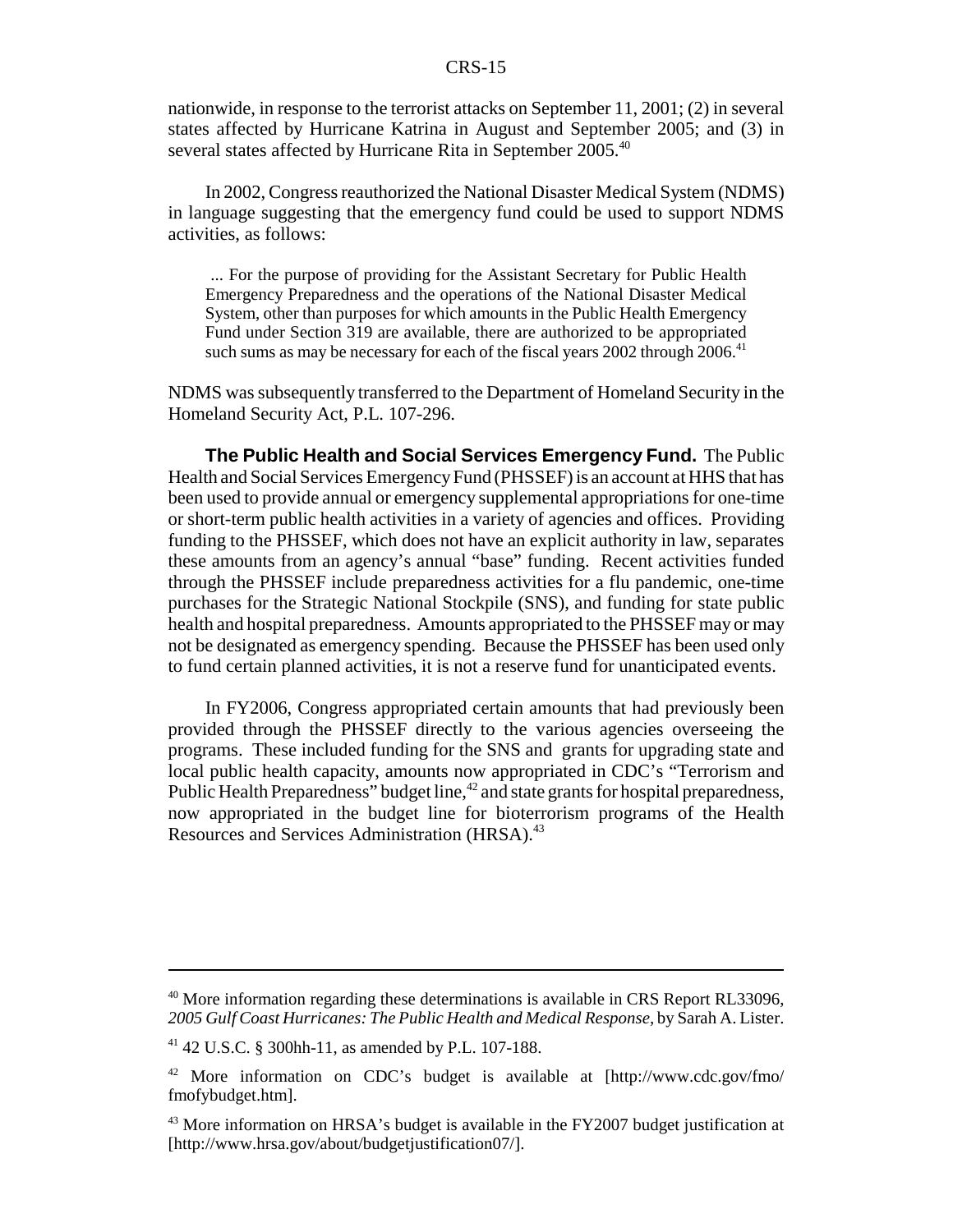nationwide, in response to the terrorist attacks on September 11, 2001; (2) in several states affected by Hurricane Katrina in August and September 2005; and (3) in several states affected by Hurricane Rita in September 2005.[40]

In 2002, Congress reauthorized the National Disaster Medical System (NDMS) in language suggesting that the emergency fund could be used to support NDMS activities, as follows:

> ... For the purpose of providing for the Assistant Secretary for Public Health Emergency Preparedness and the operations of the National Disaster Medical System, other than purposes for which amounts in the Public Health Emergency Fund under Section 319 are available, there are authorized to be appropriated such sums as may be necessary for each of the fiscal years 2002 through 2006.[41]

NDMS was subsequently transferred to the Department of Homeland Security in the Homeland Security Act, P.L. 107-296.

**The Public Health and Social Services Emergency Fund.** The Public Health and Social Services Emergency Fund (PHSSEF) is an account at HHS that has been used to provide annual or emergency supplemental appropriations for one-time or short-term public health activities in a variety of agencies and offices. Providing funding to the PHSSEF, which does not have an explicit authority in law, separates these amounts from an agency's annual "base" funding. Recent activities funded through the PHSSEF include preparedness activities for a flu pandemic, one-time purchases for the Strategic National Stockpile (SNS), and funding for state public health and hospital preparedness. Amounts appropriated to the PHSSEF may or may not be designated as emergency spending. Because the PHSSEF has been used only to fund certain planned activities, it is not a reserve fund for unanticipated events.

In FY2006, Congress appropriated certain amounts that had previously been provided through the PHSSEF directly to the various agencies overseeing the programs. These included funding for the SNS and grants for upgrading state and local public health capacity, amounts now appropriated in CDC's "Terrorism and Public Health Preparedness" budget line,[42] and state grants for hospital preparedness, now appropriated in the budget line for bioterrorism programs of the Health Resources and Services Administration (HRSA).[43]

---

[40] More information regarding these determinations is available in CRS Report RL33096, *2005 Gulf Coast Hurricanes: The Public Health and Medical Response*, by Sarah A. Lister.

[41] 42 U.S.C. § 300hh-11, as amended by P.L. 107-188.

[42] More information on CDC's budget is available at [http://www.cdc.gov/fmo/fmofybudget.htm].

[43] More information on HRSA's budget is available in the FY2007 budget justification at [http://www.hrsa.gov/about/budgetjustification07/].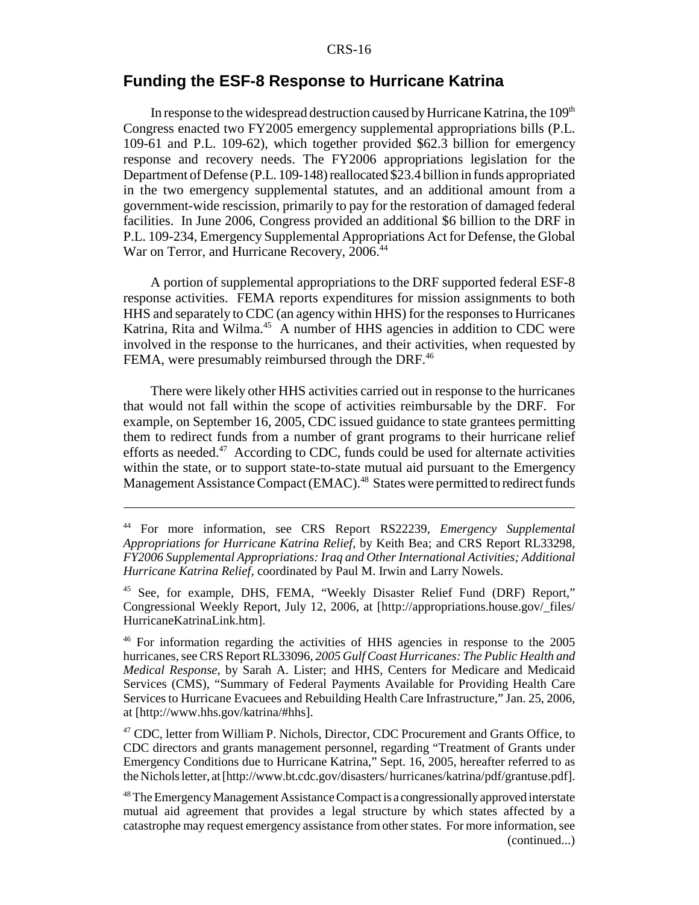## Funding the ESF-8 Response to Hurricane Katrina

In response to the widespread destruction caused by Hurricane Katrina, the 109th Congress enacted two FY2005 emergency supplemental appropriations bills (P.L. 109-61 and P.L. 109-62), which together provided $62.3 billion for emergency response and recovery needs. The FY2006 appropriations legislation for the Department of Defense (P.L. 109-148) reallocated $23.4 billion in funds appropriated in the two emergency supplemental statutes, and an additional amount from a government-wide rescission, primarily to pay for the restoration of damaged federal facilities. In June 2006, Congress provided an additional $6 billion to the DRF in P.L. 109-234, Emergency Supplemental Appropriations Act for Defense, the Global War on Terror, and Hurricane Recovery, 2006.[44]

A portion of supplemental appropriations to the DRF supported federal ESF-8 response activities. FEMA reports expenditures for mission assignments to both HHS and separately to CDC (an agency within HHS) for the responses to Hurricanes Katrina, Rita and Wilma.[45] A number of HHS agencies in addition to CDC were involved in the response to the hurricanes, and their activities, when requested by FEMA, were presumably reimbursed through the DRF.[46]

There were likely other HHS activities carried out in response to the hurricanes that would not fall within the scope of activities reimbursable by the DRF. For example, on September 16, 2005, CDC issued guidance to state grantees permitting them to redirect funds from a number of grant programs to their hurricane relief efforts as needed.[47] According to CDC, funds could be used for alternate activities within the state, or to support state-to-state mutual aid pursuant to the Emergency Management Assistance Compact (EMAC).[48] States were permitted to redirect funds

[44] For more information, see CRS Report RS22239, *Emergency Supplemental Appropriations for Hurricane Katrina Relief*, by Keith Bea; and CRS Report RL33298, *FY2006 Supplemental Appropriations: Iraq and Other International Activities; Additional Hurricane Katrina Relief*, coordinated by Paul M. Irwin and Larry Nowels.

[45] See, for example, DHS, FEMA, "Weekly Disaster Relief Fund (DRF) Report," Congressional Weekly Report, July 12, 2006, at [http://appropriations.house.gov/_files/HurricaneKatrinaLink.htm].

[46] For information regarding the activities of HHS agencies in response to the 2005 hurricanes, see CRS Report RL33096, *2005 Gulf Coast Hurricanes: The Public Health and Medical Response*, by Sarah A. Lister; and HHS, Centers for Medicare and Medicaid Services (CMS), "Summary of Federal Payments Available for Providing Health Care Services to Hurricane Evacuees and Rebuilding Health Care Infrastructure," Jan. 25, 2006, at [http://www.hhs.gov/katrina/#hhs].

[47] CDC, letter from William P. Nichols, Director, CDC Procurement and Grants Office, to CDC directors and grants management personnel, regarding "Treatment of Grants under Emergency Conditions due to Hurricane Katrina," Sept. 16, 2005, hereafter referred to as the Nichols letter, at [http://www.bt.cdc.gov/disasters/ hurricanes/katrina/pdf/grantuse.pdf].

[48] The Emergency Management Assistance Compact is a congressionally approved interstate mutual aid agreement that provides a legal structure by which states affected by a catastrophe may request emergency assistance from other states. For more information, see (continued...)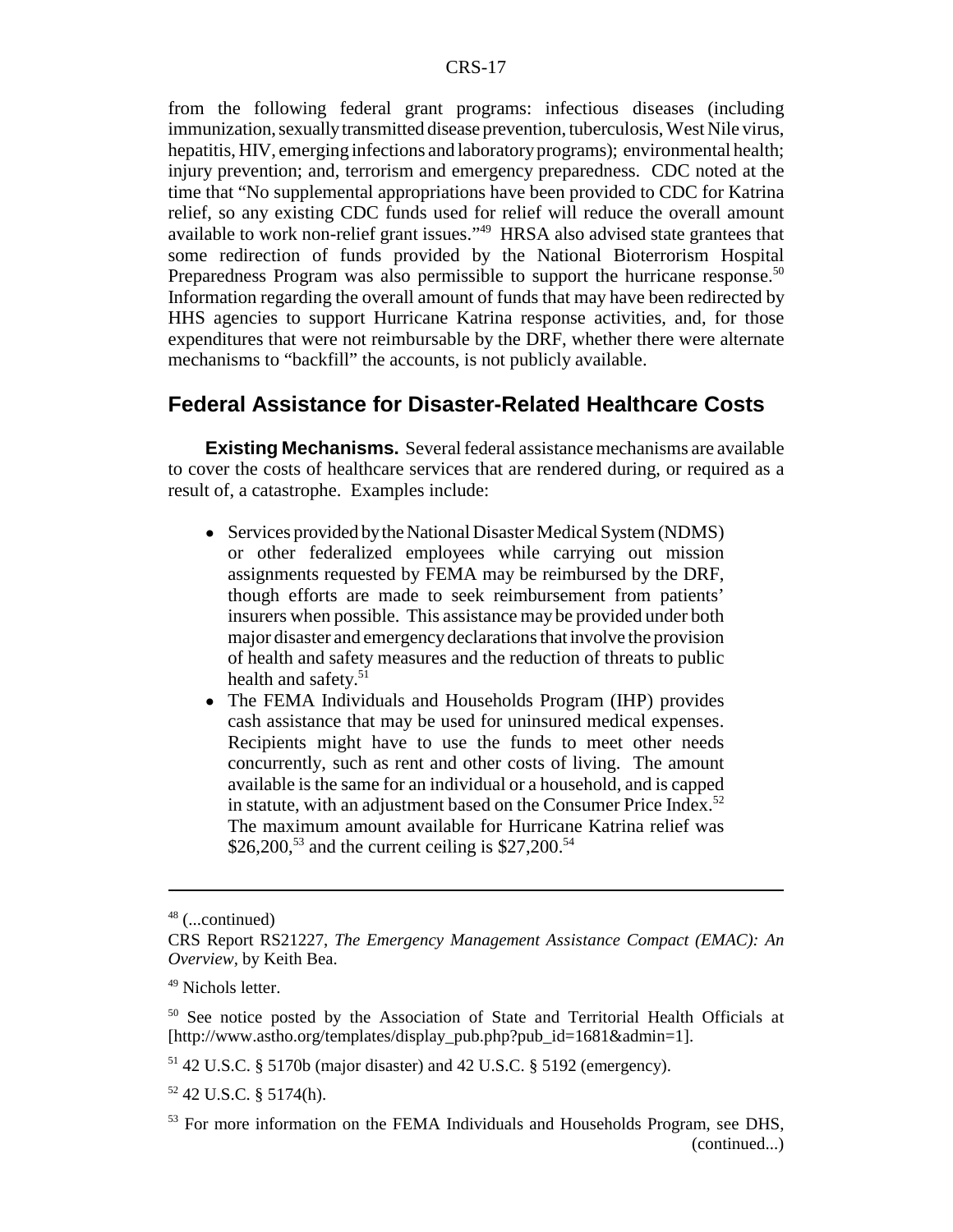from the following federal grant programs: infectious diseases (including immunization, sexually transmitted disease prevention, tuberculosis, West Nile virus, hepatitis, HIV, emerging infections and laboratory programs); environmental health; injury prevention; and, terrorism and emergency preparedness. CDC noted at the time that "No supplemental appropriations have been provided to CDC for Katrina relief, so any existing CDC funds used for relief will reduce the overall amount available to work non-relief grant issues."[49] HRSA also advised state grantees that some redirection of funds provided by the National Bioterrorism Hospital Preparedness Program was also permissible to support the hurricane response.[50] Information regarding the overall amount of funds that may have been redirected by HHS agencies to support Hurricane Katrina response activities, and, for those expenditures that were not reimbursable by the DRF, whether there were alternate mechanisms to "backfill" the accounts, is not publicly available.

## Federal Assistance for Disaster-Related Healthcare Costs

**Existing Mechanisms.** Several federal assistance mechanisms are available to cover the costs of healthcare services that are rendered during, or required as a result of, a catastrophe. Examples include:

- Services provided by the National Disaster Medical System (NDMS) or other federalized employees while carrying out mission assignments requested by FEMA may be reimbursed by the DRF, though efforts are made to seek reimbursement from patients' insurers when possible. This assistance may be provided under both major disaster and emergency declarations that involve the provision of health and safety measures and the reduction of threats to public health and safety.[51]
- The FEMA Individuals and Households Program (IHP) provides cash assistance that may be used for uninsured medical expenses. Recipients might have to use the funds to meet other needs concurrently, such as rent and other costs of living. The amount available is the same for an individual or a household, and is capped in statute, with an adjustment based on the Consumer Price Index.[52] The maximum amount available for Hurricane Katrina relief was $26,200,[53] and the current ceiling is $27,200.[54]

---

[48] (...continued)
CRS Report RS21227, *The Emergency Management Assistance Compact (EMAC): An Overview*, by Keith Bea.

[49] Nichols letter.

[50] See notice posted by the Association of State and Territorial Health Officials at [http://www.astho.org/templates/display_pub.php?pub_id=1681&admin=1].

[51] 42 U.S.C. § 5170b (major disaster) and 42 U.S.C. § 5192 (emergency).

[52] 42 U.S.C. § 5174(h).

[53] For more information on the FEMA Individuals and Households Program, see DHS, (continued...)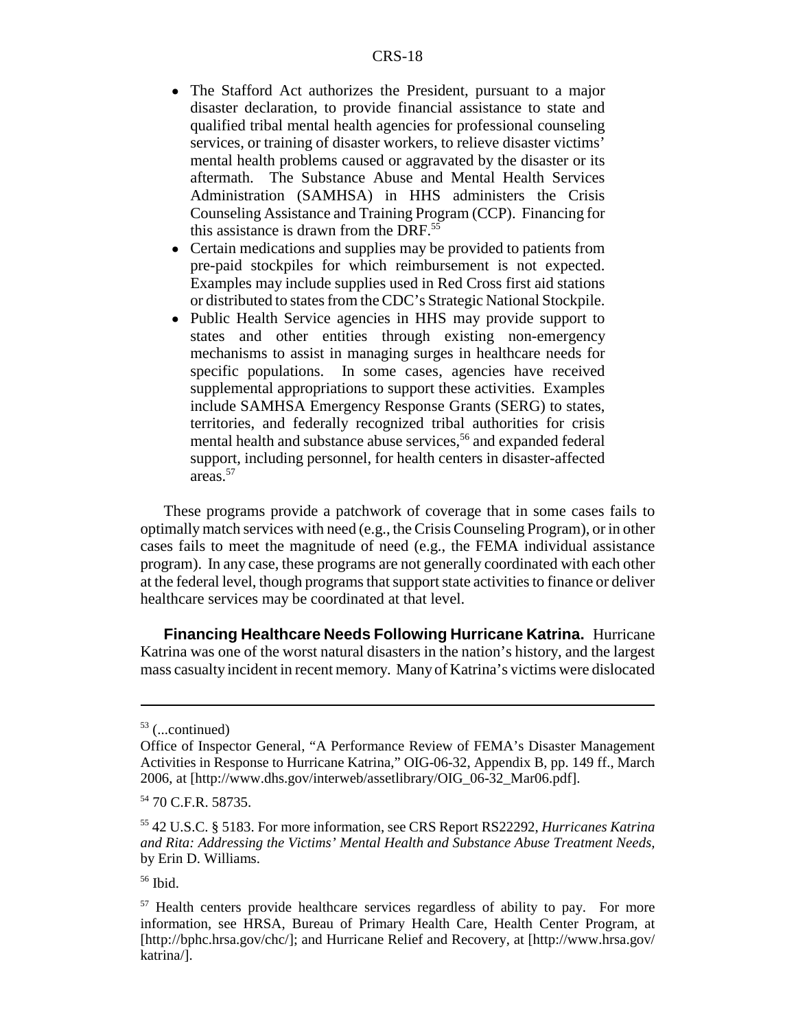- The Stafford Act authorizes the President, pursuant to a major disaster declaration, to provide financial assistance to state and qualified tribal mental health agencies for professional counseling services, or training of disaster workers, to relieve disaster victims' mental health problems caused or aggravated by the disaster or its aftermath. The Substance Abuse and Mental Health Services Administration (SAMHSA) in HHS administers the Crisis Counseling Assistance and Training Program (CCP). Financing for this assistance is drawn from the DRF.[55]
- Certain medications and supplies may be provided to patients from pre-paid stockpiles for which reimbursement is not expected. Examples may include supplies used in Red Cross first aid stations or distributed to states from the CDC's Strategic National Stockpile.
- Public Health Service agencies in HHS may provide support to states and other entities through existing non-emergency mechanisms to assist in managing surges in healthcare needs for specific populations. In some cases, agencies have received supplemental appropriations to support these activities. Examples include SAMHSA Emergency Response Grants (SERG) to states, territories, and federally recognized tribal authorities for crisis mental health and substance abuse services,[56] and expanded federal support, including personnel, for health centers in disaster-affected areas.[57]

These programs provide a patchwork of coverage that in some cases fails to optimally match services with need (e.g., the Crisis Counseling Program), or in other cases fails to meet the magnitude of need (e.g., the FEMA individual assistance program). In any case, these programs are not generally coordinated with each other at the federal level, though programs that support state activities to finance or deliver healthcare services may be coordinated at that level.

**Financing Healthcare Needs Following Hurricane Katrina.** Hurricane Katrina was one of the worst natural disasters in the nation's history, and the largest mass casualty incident in recent memory. Many of Katrina's victims were dislocated

---

[53] (...continued)
Office of Inspector General, "A Performance Review of FEMA's Disaster Management Activities in Response to Hurricane Katrina," OIG-06-32, Appendix B, pp. 149 ff., March 2006, at [http://www.dhs.gov/interweb/assetlibrary/OIG_06-32_Mar06.pdf].

[54] 70 C.F.R. 58735.

[55] 42 U.S.C. § 5183. For more information, see CRS Report RS22292, *Hurricanes Katrina and Rita: Addressing the Victims' Mental Health and Substance Abuse Treatment Needs,* by Erin D. Williams.

[56] Ibid.

[57] Health centers provide healthcare services regardless of ability to pay. For more information, see HRSA, Bureau of Primary Health Care, Health Center Program, at [http://bphc.hrsa.gov/chc/]; and Hurricane Relief and Recovery, at [http://www.hrsa.gov/katrina/].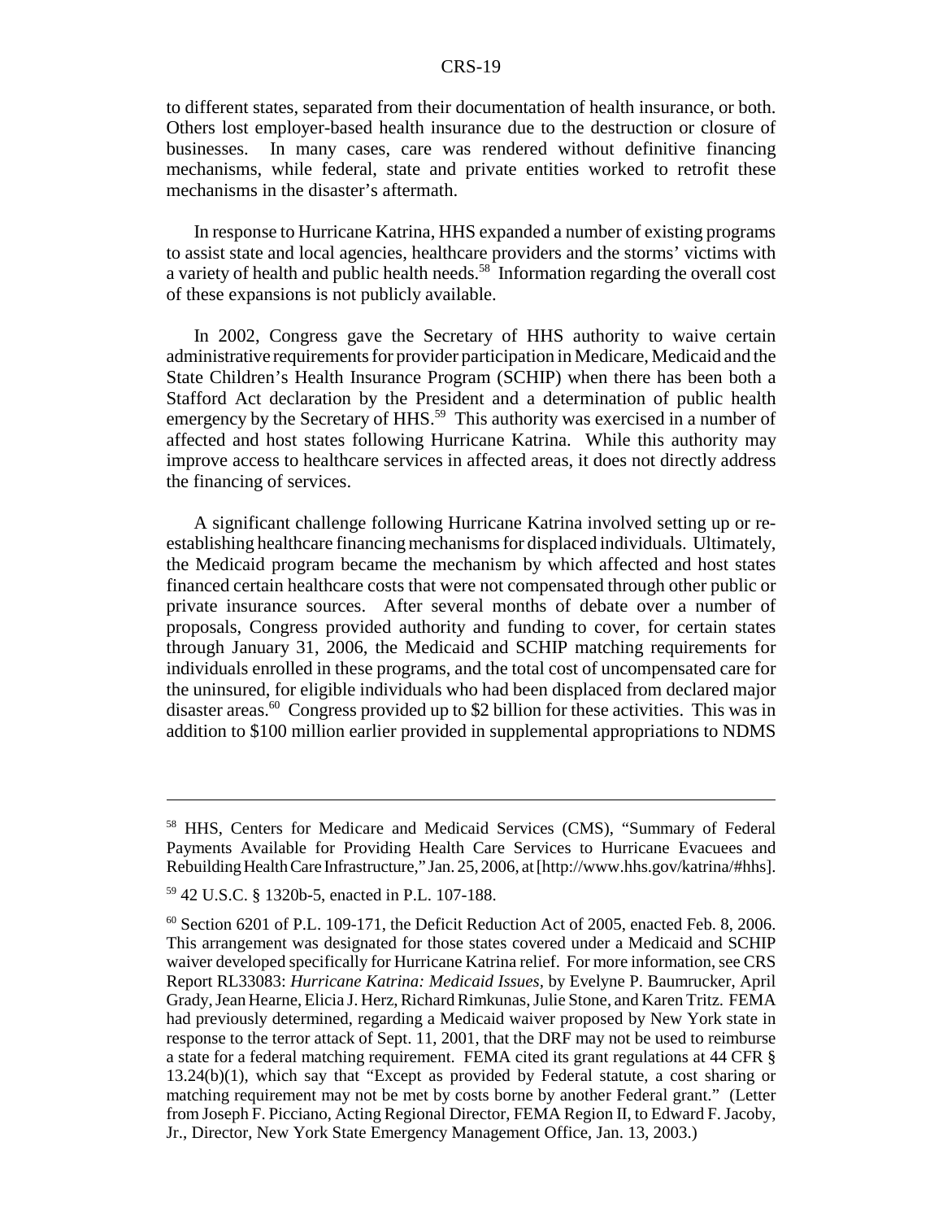to different states, separated from their documentation of health insurance, or both. Others lost employer-based health insurance due to the destruction or closure of businesses. In many cases, care was rendered without definitive financing mechanisms, while federal, state and private entities worked to retrofit these mechanisms in the disaster's aftermath.

In response to Hurricane Katrina, HHS expanded a number of existing programs to assist state and local agencies, healthcare providers and the storms' victims with a variety of health and public health needs.[58] Information regarding the overall cost of these expansions is not publicly available.

In 2002, Congress gave the Secretary of HHS authority to waive certain administrative requirements for provider participation in Medicare, Medicaid and the State Children's Health Insurance Program (SCHIP) when there has been both a Stafford Act declaration by the President and a determination of public health emergency by the Secretary of HHS.[59] This authority was exercised in a number of affected and host states following Hurricane Katrina. While this authority may improve access to healthcare services in affected areas, it does not directly address the financing of services.

A significant challenge following Hurricane Katrina involved setting up or re-establishing healthcare financing mechanisms for displaced individuals. Ultimately, the Medicaid program became the mechanism by which affected and host states financed certain healthcare costs that were not compensated through other public or private insurance sources. After several months of debate over a number of proposals, Congress provided authority and funding to cover, for certain states through January 31, 2006, the Medicaid and SCHIP matching requirements for individuals enrolled in these programs, and the total cost of uncompensated care for the uninsured, for eligible individuals who had been displaced from declared major disaster areas.[60] Congress provided up to $2 billion for these activities. This was in addition to $100 million earlier provided in supplemental appropriations to NDMS

---

[58] HHS, Centers for Medicare and Medicaid Services (CMS), "Summary of Federal Payments Available for Providing Health Care Services to Hurricane Evacuees and Rebuilding Health Care Infrastructure," Jan. 25, 2006, at [http://www.hhs.gov/katrina/#hhs].

[59] 42 U.S.C. § 1320b-5, enacted in P.L. 107-188.

[60] Section 6201 of P.L. 109-171, the Deficit Reduction Act of 2005, enacted Feb. 8, 2006. This arrangement was designated for those states covered under a Medicaid and SCHIP waiver developed specifically for Hurricane Katrina relief. For more information, see CRS Report RL33083: *Hurricane Katrina: Medicaid Issues,* by Evelyne P. Baumrucker, April Grady, Jean Hearne, Elicia J. Herz, Richard Rimkunas, Julie Stone, and Karen Tritz. FEMA had previously determined, regarding a Medicaid waiver proposed by New York state in response to the terror attack of Sept. 11, 2001, that the DRF may not be used to reimburse a state for a federal matching requirement. FEMA cited its grant regulations at 44 CFR § 13.24(b)(1), which say that "Except as provided by Federal statute, a cost sharing or matching requirement may not be met by costs borne by another Federal grant." (Letter from Joseph F. Picciano, Acting Regional Director, FEMA Region II, to Edward F. Jacoby, Jr., Director, New York State Emergency Management Office, Jan. 13, 2003.)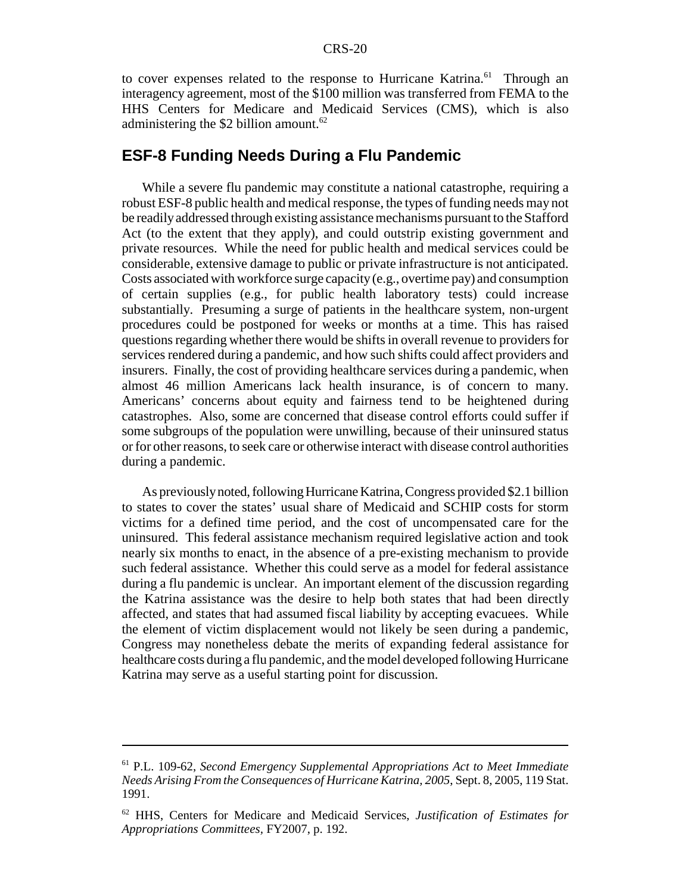to cover expenses related to the response to Hurricane Katrina.[61] Through an interagency agreement, most of the $100 million was transferred from FEMA to the HHS Centers for Medicare and Medicaid Services (CMS), which is also administering the $2 billion amount.[62]

## ESF-8 Funding Needs During a Flu Pandemic

While a severe flu pandemic may constitute a national catastrophe, requiring a robust ESF-8 public health and medical response, the types of funding needs may not be readily addressed through existing assistance mechanisms pursuant to the Stafford Act (to the extent that they apply), and could outstrip existing government and private resources. While the need for public health and medical services could be considerable, extensive damage to public or private infrastructure is not anticipated. Costs associated with workforce surge capacity (e.g., overtime pay) and consumption of certain supplies (e.g., for public health laboratory tests) could increase substantially. Presuming a surge of patients in the healthcare system, non-urgent procedures could be postponed for weeks or months at a time. This has raised questions regarding whether there would be shifts in overall revenue to providers for services rendered during a pandemic, and how such shifts could affect providers and insurers. Finally, the cost of providing healthcare services during a pandemic, when almost 46 million Americans lack health insurance, is of concern to many. Americans' concerns about equity and fairness tend to be heightened during catastrophes. Also, some are concerned that disease control efforts could suffer if some subgroups of the population were unwilling, because of their uninsured status or for other reasons, to seek care or otherwise interact with disease control authorities during a pandemic.

As previously noted, following Hurricane Katrina, Congress provided $2.1 billion to states to cover the states' usual share of Medicaid and SCHIP costs for storm victims for a defined time period, and the cost of uncompensated care for the uninsured. This federal assistance mechanism required legislative action and took nearly six months to enact, in the absence of a pre-existing mechanism to provide such federal assistance. Whether this could serve as a model for federal assistance during a flu pandemic is unclear. An important element of the discussion regarding the Katrina assistance was the desire to help both states that had been directly affected, and states that had assumed fiscal liability by accepting evacuees. While the element of victim displacement would not likely be seen during a pandemic, Congress may nonetheless debate the merits of expanding federal assistance for healthcare costs during a flu pandemic, and the model developed following Hurricane Katrina may serve as a useful starting point for discussion.

---

[61] P.L. 109-62, *Second Emergency Supplemental Appropriations Act to Meet Immediate Needs Arising From the Consequences of Hurricane Katrina, 2005*, Sept. 8, 2005, 119 Stat. 1991.

[62] HHS, Centers for Medicare and Medicaid Services, *Justification of Estimates for Appropriations Committees*, FY2007, p. 192.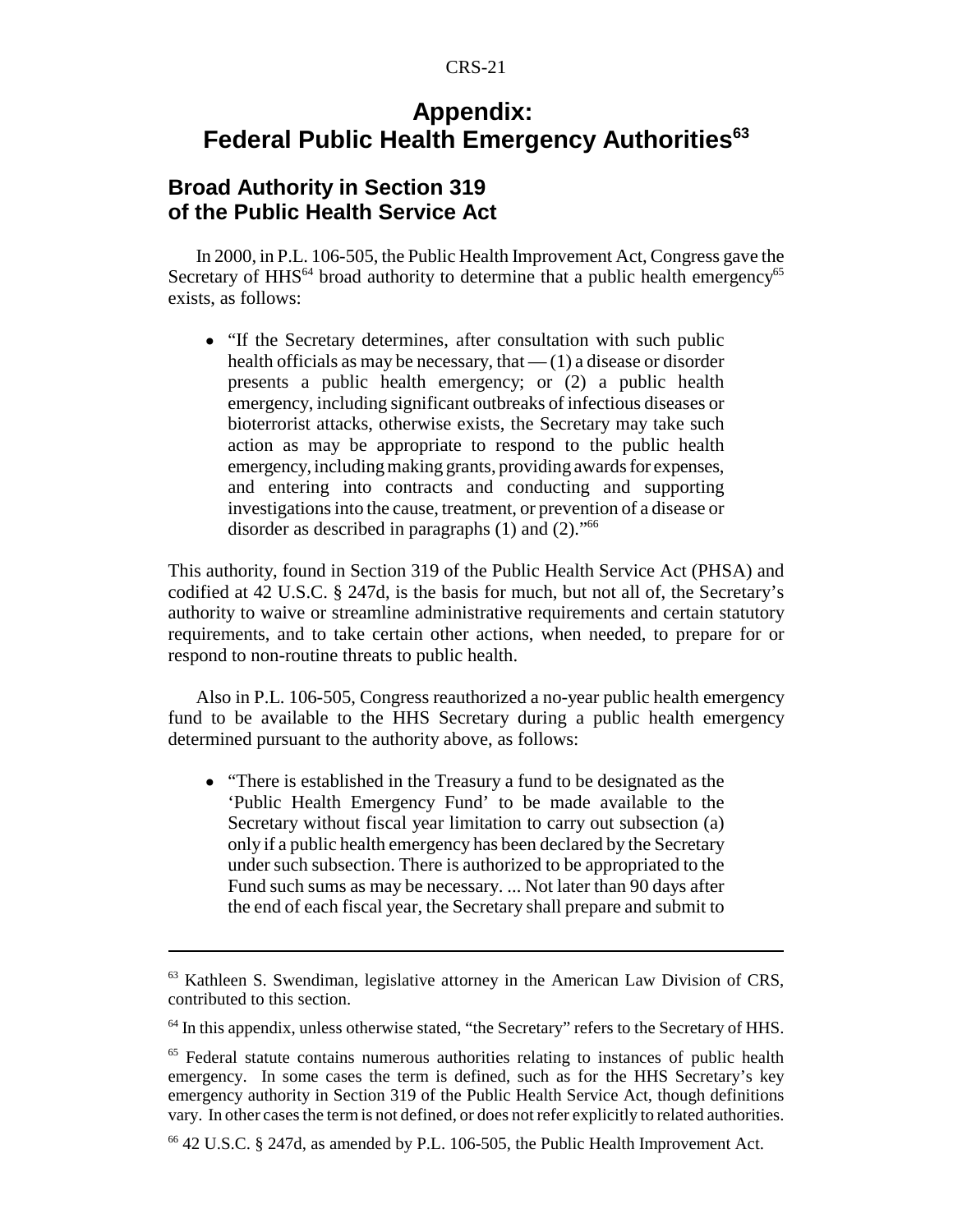# Appendix: Federal Public Health Emergency Authorities[63]

## Broad Authority in Section 319 of the Public Health Service Act

In 2000, in P.L. 106-505, the Public Health Improvement Act, Congress gave the Secretary of HHS[64] broad authority to determine that a public health emergency[65] exists, as follows:

- "If the Secretary determines, after consultation with such public health officials as may be necessary, that — (1) a disease or disorder presents a public health emergency; or (2) a public health emergency, including significant outbreaks of infectious diseases or bioterrorist attacks, otherwise exists, the Secretary may take such action as may be appropriate to respond to the public health emergency, including making grants, providing awards for expenses, and entering into contracts and conducting and supporting investigations into the cause, treatment, or prevention of a disease or disorder as described in paragraphs (1) and (2)."[66]

This authority, found in Section 319 of the Public Health Service Act (PHSA) and codified at 42 U.S.C. § 247d, is the basis for much, but not all of, the Secretary's authority to waive or streamline administrative requirements and certain statutory requirements, and to take certain other actions, when needed, to prepare for or respond to non-routine threats to public health.

Also in P.L. 106-505, Congress reauthorized a no-year public health emergency fund to be available to the HHS Secretary during a public health emergency determined pursuant to the authority above, as follows:

- "There is established in the Treasury a fund to be designated as the 'Public Health Emergency Fund' to be made available to the Secretary without fiscal year limitation to carry out subsection (a) only if a public health emergency has been declared by the Secretary under such subsection. There is authorized to be appropriated to the Fund such sums as may be necessary. ... Not later than 90 days after the end of each fiscal year, the Secretary shall prepare and submit to

---

[63] Kathleen S. Swendiman, legislative attorney in the American Law Division of CRS, contributed to this section.

[64] In this appendix, unless otherwise stated, "the Secretary" refers to the Secretary of HHS.

[65] Federal statute contains numerous authorities relating to instances of public health emergency. In some cases the term is defined, such as for the HHS Secretary's key emergency authority in Section 319 of the Public Health Service Act, though definitions vary. In other cases the term is not defined, or does not refer explicitly to related authorities.

[66] 42 U.S.C. § 247d, as amended by P.L. 106-505, the Public Health Improvement Act.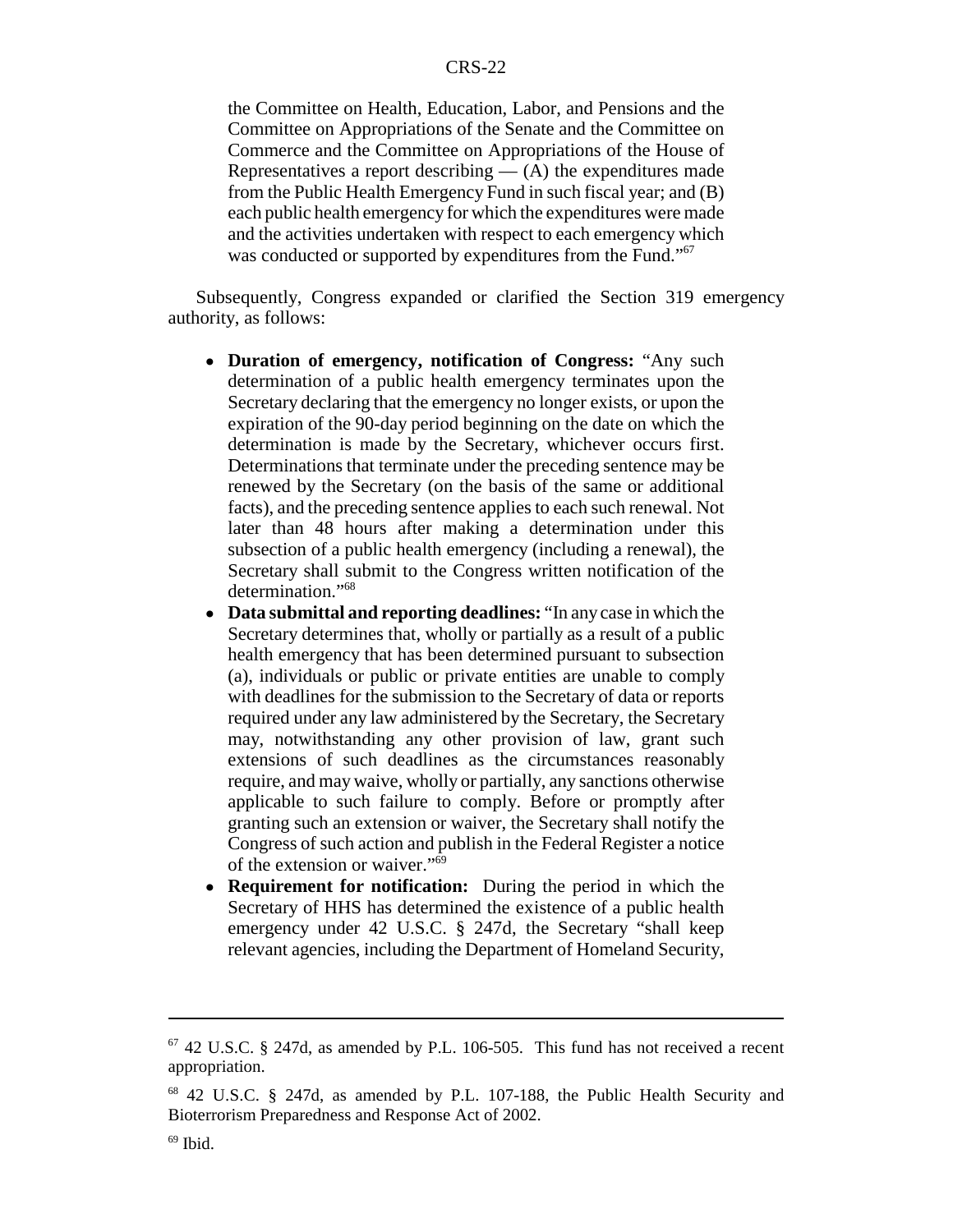> the Committee on Health, Education, Labor, and Pensions and the Committee on Appropriations of the Senate and the Committee on Commerce and the Committee on Appropriations of the House of Representatives a report describing — (A) the expenditures made from the Public Health Emergency Fund in such fiscal year; and (B) each public health emergency for which the expenditures were made and the activities undertaken with respect to each emergency which was conducted or supported by expenditures from the Fund."[67]

Subsequently, Congress expanded or clarified the Section 319 emergency authority, as follows:

- **Duration of emergency, notification of Congress:** "Any such determination of a public health emergency terminates upon the Secretary declaring that the emergency no longer exists, or upon the expiration of the 90-day period beginning on the date on which the determination is made by the Secretary, whichever occurs first. Determinations that terminate under the preceding sentence may be renewed by the Secretary (on the basis of the same or additional facts), and the preceding sentence applies to each such renewal. Not later than 48 hours after making a determination under this subsection of a public health emergency (including a renewal), the Secretary shall submit to the Congress written notification of the determination."[68]
- **Data submittal and reporting deadlines:** "In any case in which the Secretary determines that, wholly or partially as a result of a public health emergency that has been determined pursuant to subsection (a), individuals or public or private entities are unable to comply with deadlines for the submission to the Secretary of data or reports required under any law administered by the Secretary, the Secretary may, notwithstanding any other provision of law, grant such extensions of such deadlines as the circumstances reasonably require, and may waive, wholly or partially, any sanctions otherwise applicable to such failure to comply. Before or promptly after granting such an extension or waiver, the Secretary shall notify the Congress of such action and publish in the Federal Register a notice of the extension or waiver."[69]
- **Requirement for notification:** During the period in which the Secretary of HHS has determined the existence of a public health emergency under 42 U.S.C. § 247d, the Secretary "shall keep relevant agencies, including the Department of Homeland Security,

---

[67] 42 U.S.C. § 247d, as amended by P.L. 106-505. This fund has not received a recent appropriation.

[68] 42 U.S.C. § 247d, as amended by P.L. 107-188, the Public Health Security and Bioterrorism Preparedness and Response Act of 2002.

[69] Ibid.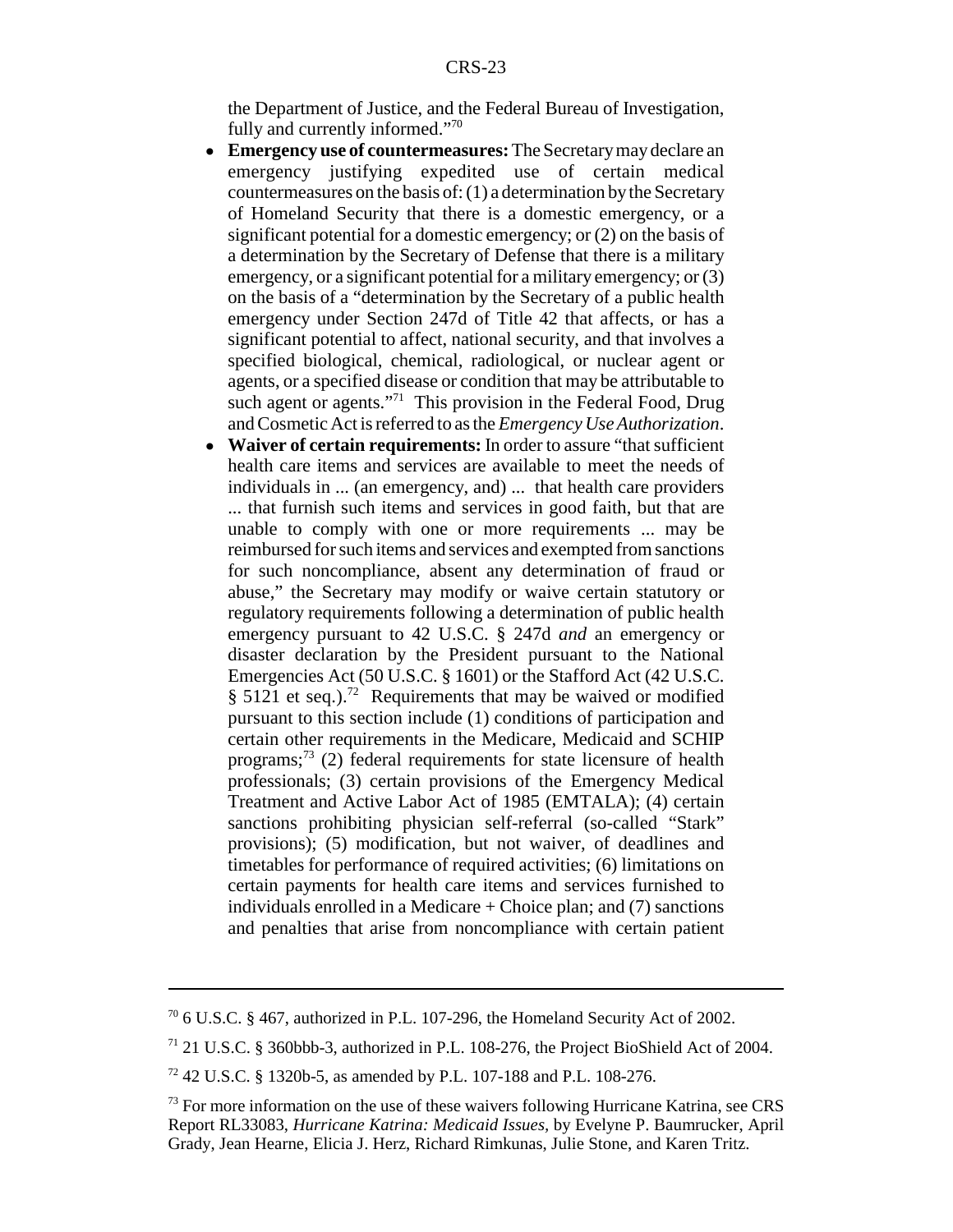the Department of Justice, and the Federal Bureau of Investigation, fully and currently informed."[70]

- **Emergency use of countermeasures:** The Secretary may declare an emergency justifying expedited use of certain medical countermeasures on the basis of: (1) a determination by the Secretary of Homeland Security that there is a domestic emergency, or a significant potential for a domestic emergency; or (2) on the basis of a determination by the Secretary of Defense that there is a military emergency, or a significant potential for a military emergency; or (3) on the basis of a "determination by the Secretary of a public health emergency under Section 247d of Title 42 that affects, or has a significant potential to affect, national security, and that involves a specified biological, chemical, radiological, or nuclear agent or agents, or a specified disease or condition that may be attributable to such agent or agents."[71] This provision in the Federal Food, Drug and Cosmetic Act is referred to as the *Emergency Use Authorization*.
- **Waiver of certain requirements:** In order to assure "that sufficient health care items and services are available to meet the needs of individuals in ... (an emergency, and) ... that health care providers ... that furnish such items and services in good faith, but that are unable to comply with one or more requirements ... may be reimbursed for such items and services and exempted from sanctions for such noncompliance, absent any determination of fraud or abuse," the Secretary may modify or waive certain statutory or regulatory requirements following a determination of public health emergency pursuant to 42 U.S.C. § 247d *and* an emergency or disaster declaration by the President pursuant to the National Emergencies Act (50 U.S.C. § 1601) or the Stafford Act (42 U.S.C. § 5121 et seq.).[72] Requirements that may be waived or modified pursuant to this section include (1) conditions of participation and certain other requirements in the Medicare, Medicaid and SCHIP programs;[73] (2) federal requirements for state licensure of health professionals; (3) certain provisions of the Emergency Medical Treatment and Active Labor Act of 1985 (EMTALA); (4) certain sanctions prohibiting physician self-referral (so-called "Stark" provisions); (5) modification, but not waiver, of deadlines and timetables for performance of required activities; (6) limitations on certain payments for health care items and services furnished to individuals enrolled in a Medicare + Choice plan; and (7) sanctions and penalties that arise from noncompliance with certain patient

---

[70] 6 U.S.C. § 467, authorized in P.L. 107-296, the Homeland Security Act of 2002.

[71] 21 U.S.C. § 360bbb-3, authorized in P.L. 108-276, the Project BioShield Act of 2004.

[72] 42 U.S.C. § 1320b-5, as amended by P.L. 107-188 and P.L. 108-276.

[73] For more information on the use of these waivers following Hurricane Katrina, see CRS Report RL33083, *Hurricane Katrina: Medicaid Issues*, by Evelyne P. Baumrucker, April Grady, Jean Hearne, Elicia J. Herz, Richard Rimkunas, Julie Stone, and Karen Tritz.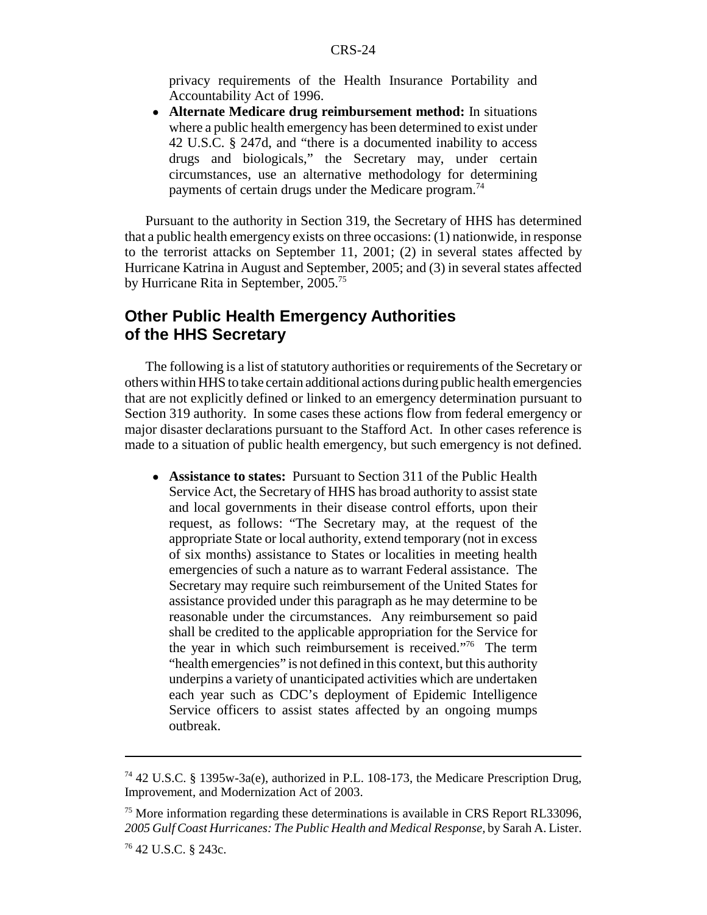privacy requirements of the Health Insurance Portability and Accountability Act of 1996.

- **Alternate Medicare drug reimbursement method:** In situations where a public health emergency has been determined to exist under 42 U.S.C. § 247d, and "there is a documented inability to access drugs and biologicals," the Secretary may, under certain circumstances, use an alternative methodology for determining payments of certain drugs under the Medicare program.[74]

Pursuant to the authority in Section 319, the Secretary of HHS has determined that a public health emergency exists on three occasions: (1) nationwide, in response to the terrorist attacks on September 11, 2001; (2) in several states affected by Hurricane Katrina in August and September, 2005; and (3) in several states affected by Hurricane Rita in September, 2005.[75]

## Other Public Health Emergency Authorities of the HHS Secretary

The following is a list of statutory authorities or requirements of the Secretary or others within HHS to take certain additional actions during public health emergencies that are not explicitly defined or linked to an emergency determination pursuant to Section 319 authority. In some cases these actions flow from federal emergency or major disaster declarations pursuant to the Stafford Act. In other cases reference is made to a situation of public health emergency, but such emergency is not defined.

- **Assistance to states:** Pursuant to Section 311 of the Public Health Service Act, the Secretary of HHS has broad authority to assist state and local governments in their disease control efforts, upon their request, as follows: "The Secretary may, at the request of the appropriate State or local authority, extend temporary (not in excess of six months) assistance to States or localities in meeting health emergencies of such a nature as to warrant Federal assistance. The Secretary may require such reimbursement of the United States for assistance provided under this paragraph as he may determine to be reasonable under the circumstances. Any reimbursement so paid shall be credited to the applicable appropriation for the Service for the year in which such reimbursement is received."[76] The term "health emergencies" is not defined in this context, but this authority underpins a variety of unanticipated activities which are undertaken each year such as CDC's deployment of Epidemic Intelligence Service officers to assist states affected by an ongoing mumps outbreak.

---

[74] 42 U.S.C. § 1395w-3a(e), authorized in P.L. 108-173, the Medicare Prescription Drug, Improvement, and Modernization Act of 2003.

[75] More information regarding these determinations is available in CRS Report RL33096, *2005 Gulf Coast Hurricanes: The Public Health and Medical Response,* by Sarah A. Lister.

[76] 42 U.S.C. § 243c.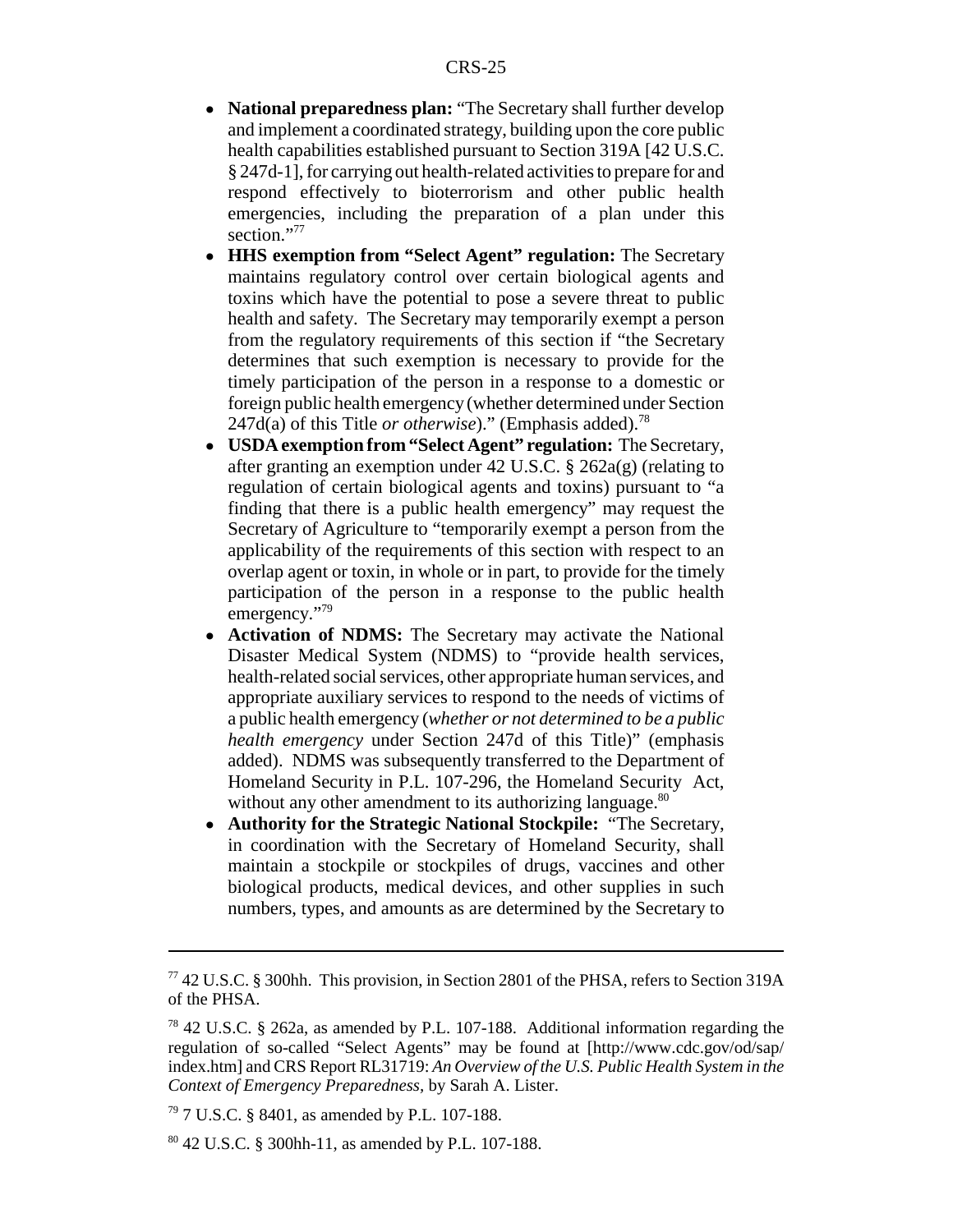- **National preparedness plan:** "The Secretary shall further develop and implement a coordinated strategy, building upon the core public health capabilities established pursuant to Section 319A [42 U.S.C. § 247d-1], for carrying out health-related activities to prepare for and respond effectively to bioterrorism and other public health emergencies, including the preparation of a plan under this section."[77]
- **HHS exemption from "Select Agent" regulation:** The Secretary maintains regulatory control over certain biological agents and toxins which have the potential to pose a severe threat to public health and safety. The Secretary may temporarily exempt a person from the regulatory requirements of this section if "the Secretary determines that such exemption is necessary to provide for the timely participation of the person in a response to a domestic or foreign public health emergency (whether determined under Section 247d(a) of this Title *or otherwise*)." (Emphasis added).[78]
- **USDA exemption from "Select Agent" regulation:** The Secretary, after granting an exemption under 42 U.S.C. § 262a(g) (relating to regulation of certain biological agents and toxins) pursuant to "a finding that there is a public health emergency" may request the Secretary of Agriculture to "temporarily exempt a person from the applicability of the requirements of this section with respect to an overlap agent or toxin, in whole or in part, to provide for the timely participation of the person in a response to the public health emergency."[79]
- **Activation of NDMS:** The Secretary may activate the National Disaster Medical System (NDMS) to "provide health services, health-related social services, other appropriate human services, and appropriate auxiliary services to respond to the needs of victims of a public health emergency (*whether or not determined to be a public health emergency* under Section 247d of this Title)" (emphasis added). NDMS was subsequently transferred to the Department of Homeland Security in P.L. 107-296, the Homeland Security Act, without any other amendment to its authorizing language.[80]
- **Authority for the Strategic National Stockpile:** "The Secretary, in coordination with the Secretary of Homeland Security, shall maintain a stockpile or stockpiles of drugs, vaccines and other biological products, medical devices, and other supplies in such numbers, types, and amounts as are determined by the Secretary to

---

[77] 42 U.S.C. § 300hh. This provision, in Section 2801 of the PHSA, refers to Section 319A of the PHSA.

[78] 42 U.S.C. § 262a, as amended by P.L. 107-188. Additional information regarding the regulation of so-called "Select Agents" may be found at [http://www.cdc.gov/od/sap/index.htm] and CRS Report RL31719: *An Overview of the U.S. Public Health System in the Context of Emergency Preparedness*, by Sarah A. Lister.

[79] 7 U.S.C. § 8401, as amended by P.L. 107-188.

[80] 42 U.S.C. § 300hh-11, as amended by P.L. 107-188.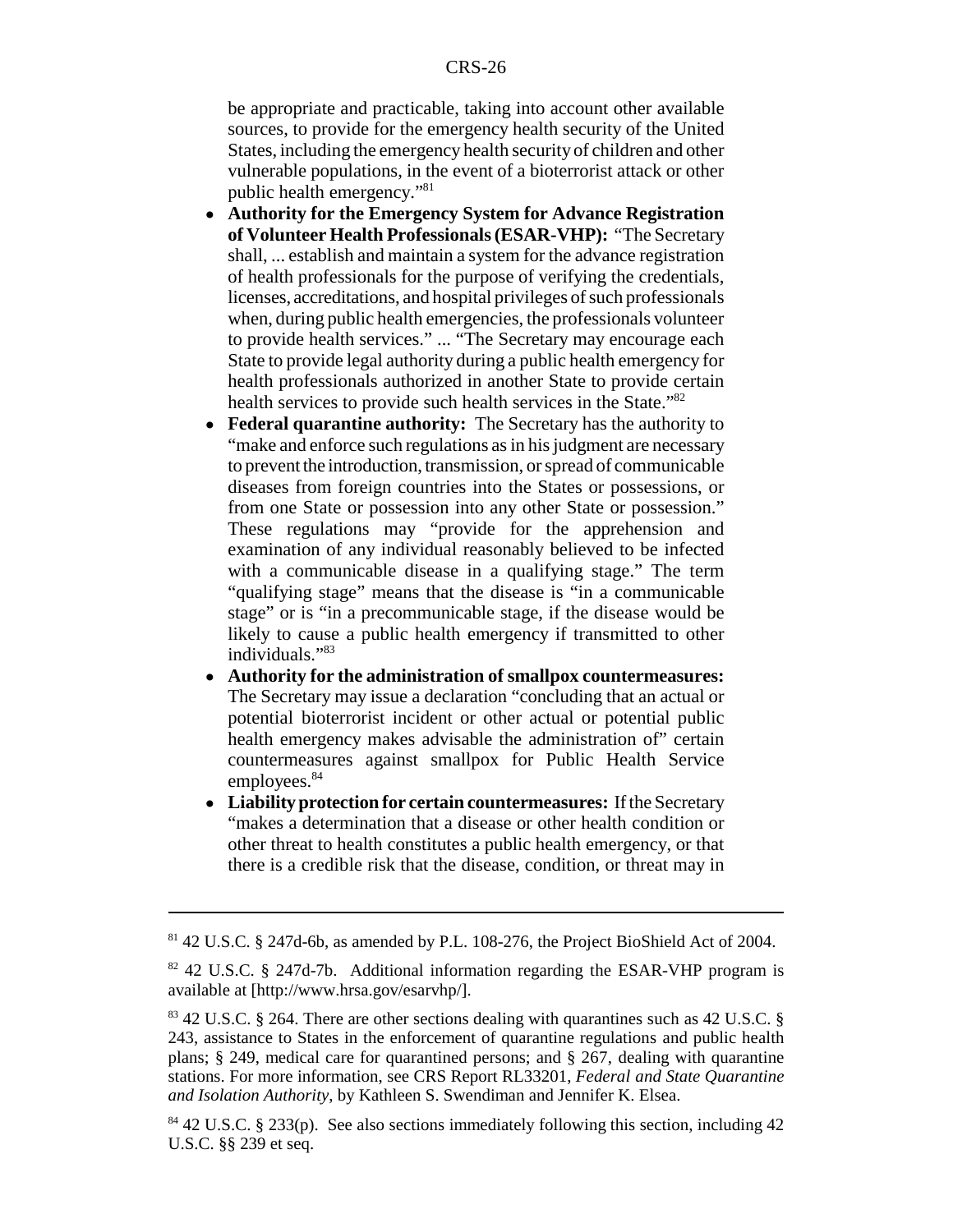be appropriate and practicable, taking into account other available sources, to provide for the emergency health security of the United States, including the emergency health security of children and other vulnerable populations, in the event of a bioterrorist attack or other public health emergency."[81]

- **Authority for the Emergency System for Advance Registration of Volunteer Health Professionals (ESAR-VHP):** "The Secretary shall, ... establish and maintain a system for the advance registration of health professionals for the purpose of verifying the credentials, licenses, accreditations, and hospital privileges of such professionals when, during public health emergencies, the professionals volunteer to provide health services." ... "The Secretary may encourage each State to provide legal authority during a public health emergency for health professionals authorized in another State to provide certain health services to provide such health services in the State."[82]
- **Federal quarantine authority:** The Secretary has the authority to "make and enforce such regulations as in his judgment are necessary to prevent the introduction, transmission, or spread of communicable diseases from foreign countries into the States or possessions, or from one State or possession into any other State or possession." These regulations may "provide for the apprehension and examination of any individual reasonably believed to be infected with a communicable disease in a qualifying stage." The term "qualifying stage" means that the disease is "in a communicable stage" or is "in a precommunicable stage, if the disease would be likely to cause a public health emergency if transmitted to other individuals."[83]
- **Authority for the administration of smallpox countermeasures:** The Secretary may issue a declaration "concluding that an actual or potential bioterrorist incident or other actual or potential public health emergency makes advisable the administration of" certain countermeasures against smallpox for Public Health Service employees.[84]
- **Liability protection for certain countermeasures:** If the Secretary "makes a determination that a disease or other health condition or other threat to health constitutes a public health emergency, or that there is a credible risk that the disease, condition, or threat may in

---

[81] 42 U.S.C. § 247d-6b, as amended by P.L. 108-276, the Project BioShield Act of 2004.

[82] 42 U.S.C. § 247d-7b. Additional information regarding the ESAR-VHP program is available at [http://www.hrsa.gov/esarvhp/].

[83] 42 U.S.C. § 264. There are other sections dealing with quarantines such as 42 U.S.C. § 243, assistance to States in the enforcement of quarantine regulations and public health plans; § 249, medical care for quarantined persons; and § 267, dealing with quarantine stations. For more information, see CRS Report RL33201, *Federal and State Quarantine and Isolation Authority*, by Kathleen S. Swendiman and Jennifer K. Elsea.

[84] 42 U.S.C. § 233(p). See also sections immediately following this section, including 42 U.S.C. §§ 239 et seq.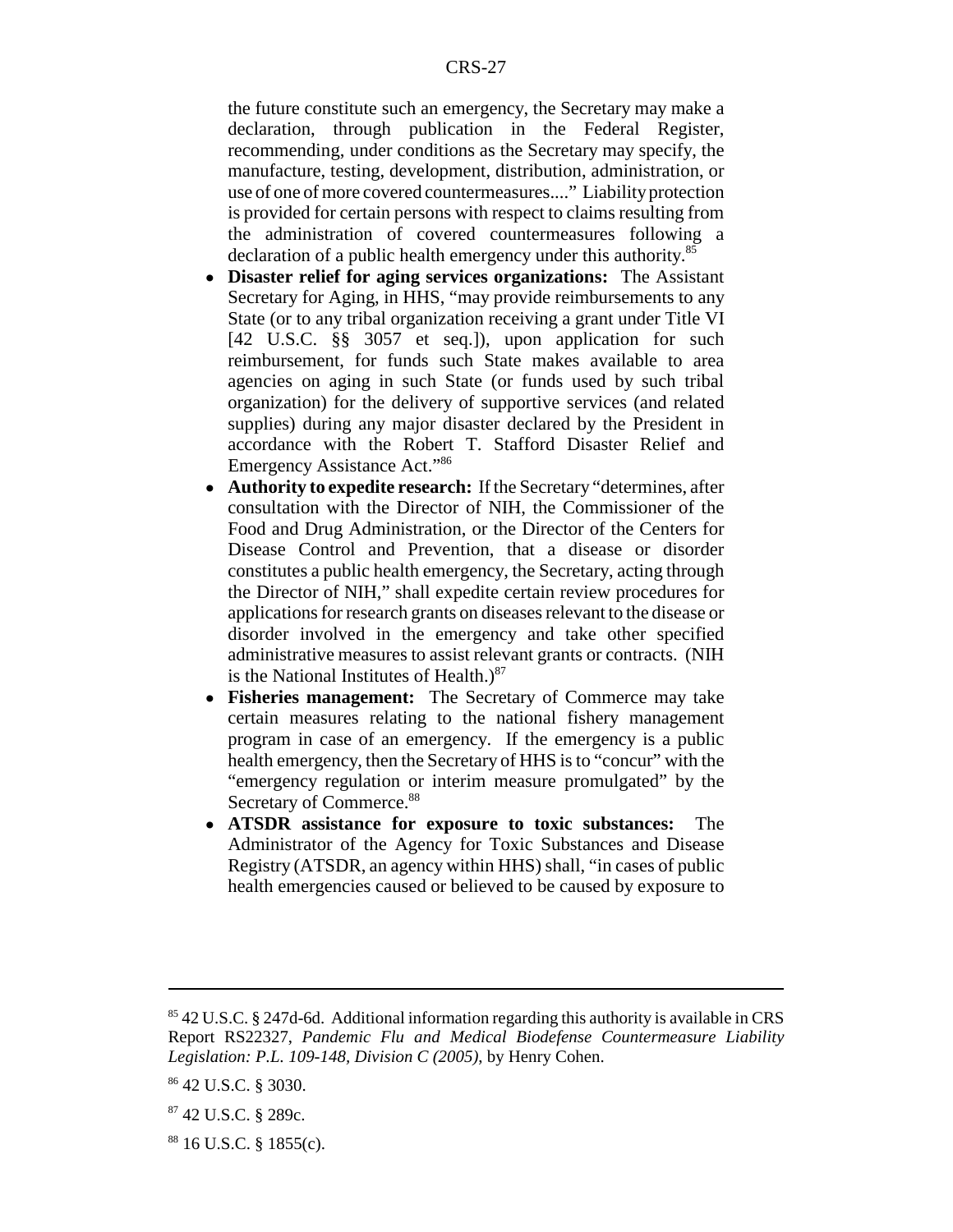the future constitute such an emergency, the Secretary may make a declaration, through publication in the Federal Register, recommending, under conditions as the Secretary may specify, the manufacture, testing, development, distribution, administration, or use of one of more covered countermeasures...." Liability protection is provided for certain persons with respect to claims resulting from the administration of covered countermeasures following a declaration of a public health emergency under this authority.[85]

- **Disaster relief for aging services organizations:** The Assistant Secretary for Aging, in HHS, "may provide reimbursements to any State (or to any tribal organization receiving a grant under Title VI [42 U.S.C. §§ 3057 et seq.]), upon application for such reimbursement, for funds such State makes available to area agencies on aging in such State (or funds used by such tribal organization) for the delivery of supportive services (and related supplies) during any major disaster declared by the President in accordance with the Robert T. Stafford Disaster Relief and Emergency Assistance Act."[86]
- **Authority to expedite research:** If the Secretary "determines, after consultation with the Director of NIH, the Commissioner of the Food and Drug Administration, or the Director of the Centers for Disease Control and Prevention, that a disease or disorder constitutes a public health emergency, the Secretary, acting through the Director of NIH," shall expedite certain review procedures for applications for research grants on diseases relevant to the disease or disorder involved in the emergency and take other specified administrative measures to assist relevant grants or contracts. (NIH is the National Institutes of Health.)[87]
- **Fisheries management:** The Secretary of Commerce may take certain measures relating to the national fishery management program in case of an emergency. If the emergency is a public health emergency, then the Secretary of HHS is to "concur" with the "emergency regulation or interim measure promulgated" by the Secretary of Commerce.[88]
- **ATSDR assistance for exposure to toxic substances:** The Administrator of the Agency for Toxic Substances and Disease Registry (ATSDR, an agency within HHS) shall, "in cases of public health emergencies caused or believed to be caused by exposure to

---

[85] 42 U.S.C. § 247d-6d. Additional information regarding this authority is available in CRS Report RS22327, *Pandemic Flu and Medical Biodefense Countermeasure Liability Legislation: P.L. 109-148, Division C (2005)*, by Henry Cohen.

[86] 42 U.S.C. § 3030.

[87] 42 U.S.C. § 289c.

[88] 16 U.S.C. § 1855(c).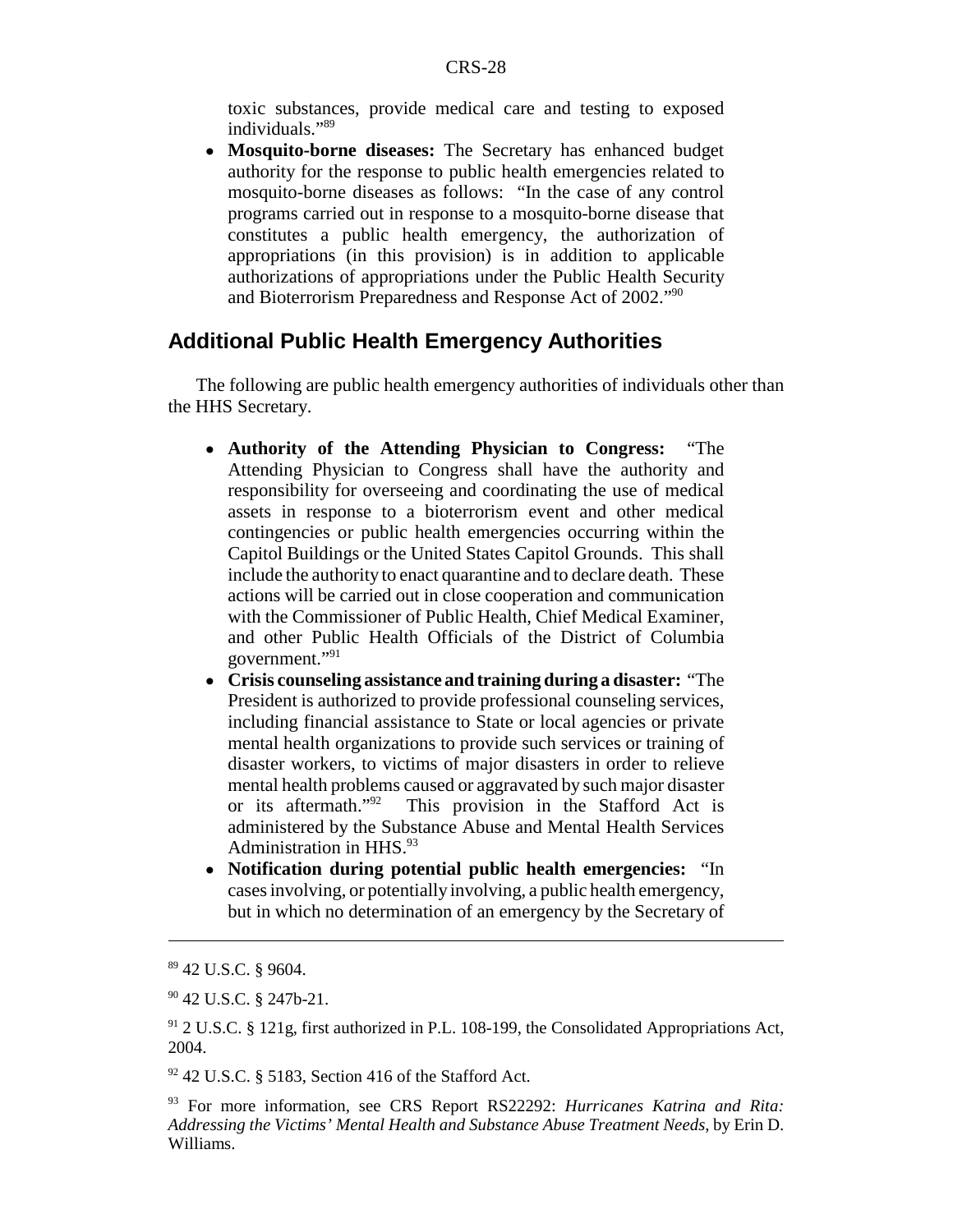toxic substances, provide medical care and testing to exposed individuals."[89]

- **Mosquito-borne diseases:** The Secretary has enhanced budget authority for the response to public health emergencies related to mosquito-borne diseases as follows: "In the case of any control programs carried out in response to a mosquito-borne disease that constitutes a public health emergency, the authorization of appropriations (in this provision) is in addition to applicable authorizations of appropriations under the Public Health Security and Bioterrorism Preparedness and Response Act of 2002."[90]

## Additional Public Health Emergency Authorities

The following are public health emergency authorities of individuals other than the HHS Secretary.

- **Authority of the Attending Physician to Congress:** "The Attending Physician to Congress shall have the authority and responsibility for overseeing and coordinating the use of medical assets in response to a bioterrorism event and other medical contingencies or public health emergencies occurring within the Capitol Buildings or the United States Capitol Grounds. This shall include the authority to enact quarantine and to declare death. These actions will be carried out in close cooperation and communication with the Commissioner of Public Health, Chief Medical Examiner, and other Public Health Officials of the District of Columbia government."[91]
- **Crisis counseling assistance and training during a disaster:** "The President is authorized to provide professional counseling services, including financial assistance to State or local agencies or private mental health organizations to provide such services or training of disaster workers, to victims of major disasters in order to relieve mental health problems caused or aggravated by such major disaster or its aftermath."[92] This provision in the Stafford Act is administered by the Substance Abuse and Mental Health Services Administration in HHS.[93]
- **Notification during potential public health emergencies:** "In cases involving, or potentially involving, a public health emergency, but in which no determination of an emergency by the Secretary of

---

[89] 42 U.S.C. § 9604.

[90] 42 U.S.C. § 247b-21.

[91] 2 U.S.C. § 121g, first authorized in P.L. 108-199, the Consolidated Appropriations Act, 2004.

[92] 42 U.S.C. § 5183, Section 416 of the Stafford Act.

[93] For more information, see CRS Report RS22292: *Hurricanes Katrina and Rita: Addressing the Victims' Mental Health and Substance Abuse Treatment Needs*, by Erin D. Williams.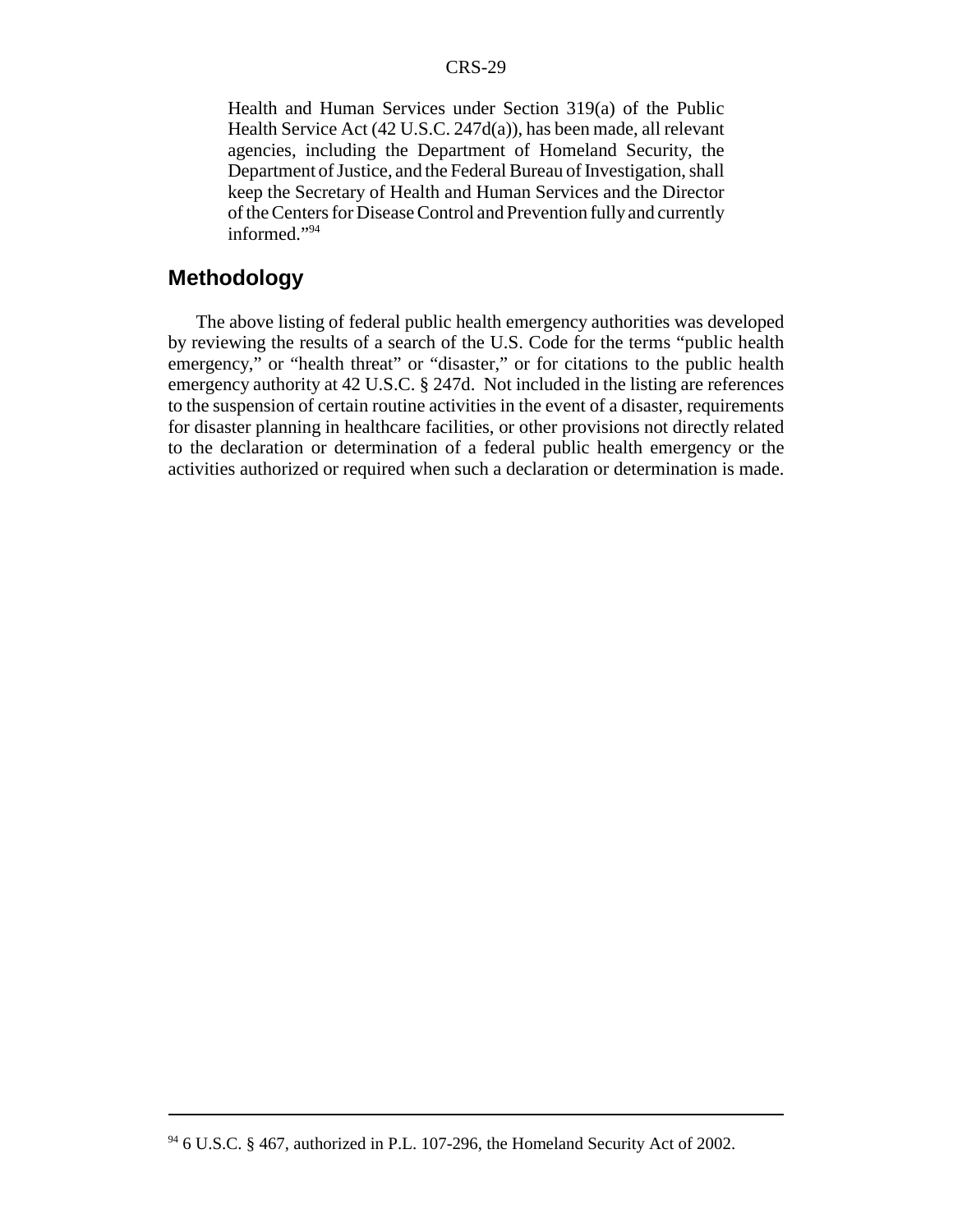> Health and Human Services under Section 319(a) of the Public Health Service Act (42 U.S.C. 247d(a)), has been made, all relevant agencies, including the Department of Homeland Security, the Department of Justice, and the Federal Bureau of Investigation, shall keep the Secretary of Health and Human Services and the Director of the Centers for Disease Control and Prevention fully and currently informed."[94]

## Methodology

The above listing of federal public health emergency authorities was developed by reviewing the results of a search of the U.S. Code for the terms "public health emergency," or "health threat" or "disaster," or for citations to the public health emergency authority at 42 U.S.C. § 247d. Not included in the listing are references to the suspension of certain routine activities in the event of a disaster, requirements for disaster planning in healthcare facilities, or other provisions not directly related to the declaration or determination of a federal public health emergency or the activities authorized or required when such a declaration or determination is made.

---

[94] 6 U.S.C. § 467, authorized in P.L. 107-296, the Homeland Security Act of 2002.